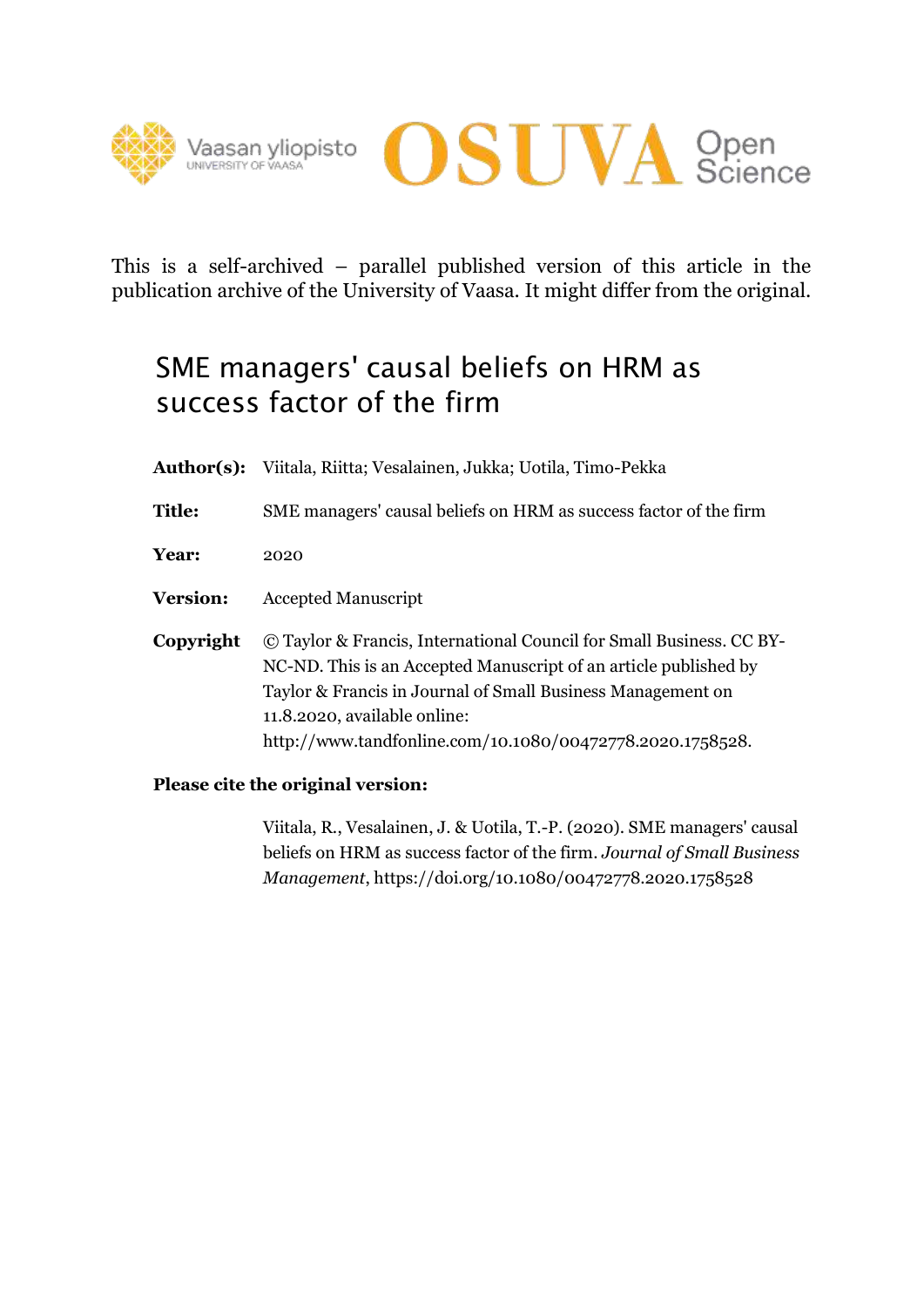This is a self-archived – parallel published version of this article in the publication archive of the University of Vaasa. It might differ from the original.

# SME managers' causal beliefs on HRM as success factor of the firm

**Author(s):** Viitala, Riitta; Vesalainen, Jukka; Uotila, Timo-Pekka

**Title:** SME managers' causal beliefs on HRM as success factor of the firm

**Year:** 2020

**Version:** Accepted Manuscript

**Copyright** © Taylor & Francis, International Council for Small Business. CC BY-NC-ND. This is an Accepted Manuscript of an article published by Taylor & Francis in Journal of Small Business Management on 11.8.2020, available online: http://www.tandfonline.com/10.1080/00472778.2020.1758528.

**Please cite the original version:**

Viitala, R., Vesalainen, J. & Uotila, T.-P. (2020). SME managers' causal beliefs on HRM as success factor of the firm. *Journal of Small Business Management*, https://doi.org/10.1080/00472778.2020.1758528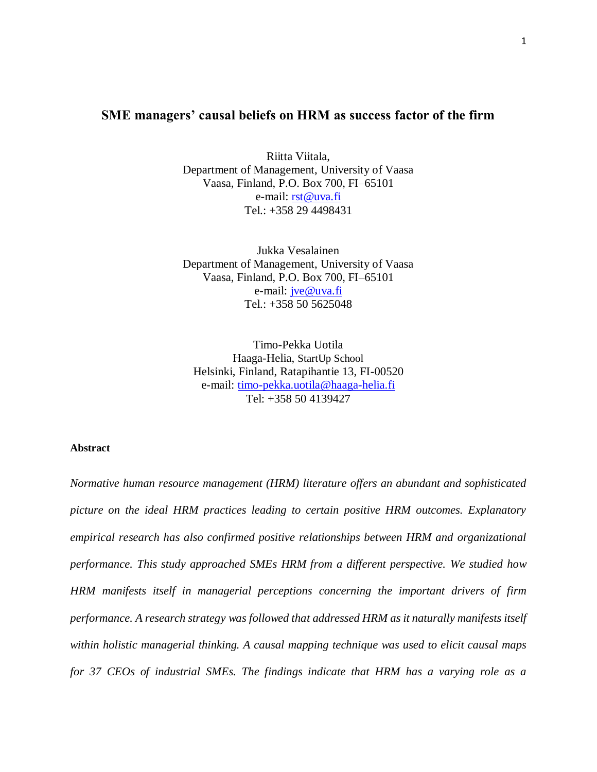# SME managers' causal beliefs on HRM as success factor of the firm

Riitta Viitala,
Department of Management, University of Vaasa
Vaasa, Finland, P.O. Box 700, FI–65101
e-mail: rst@uva.fi
Tel.: +358 29 4498431

Jukka Vesalainen
Department of Management, University of Vaasa
Vaasa, Finland, P.O. Box 700, FI–65101
e-mail: jve@uva.fi
Tel.: +358 50 5625048

Timo-Pekka Uotila
Haaga-Helia, StartUp School
Helsinki, Finland, Ratapihantie 13, FI-00520
e-mail: timo-pekka.uotila@haaga-helia.fi
Tel: +358 50 4139427

**Abstract**

*Normative human resource management (HRM) literature offers an abundant and sophisticated picture on the ideal HRM practices leading to certain positive HRM outcomes. Explanatory empirical research has also confirmed positive relationships between HRM and organizational performance. This study approached SMEs HRM from a different perspective. We studied how HRM manifests itself in managerial perceptions concerning the important drivers of firm performance. A research strategy was followed that addressed HRM as it naturally manifests itself within holistic managerial thinking. A causal mapping technique was used to elicit causal maps for 37 CEOs of industrial SMEs. The findings indicate that HRM has a varying role as a*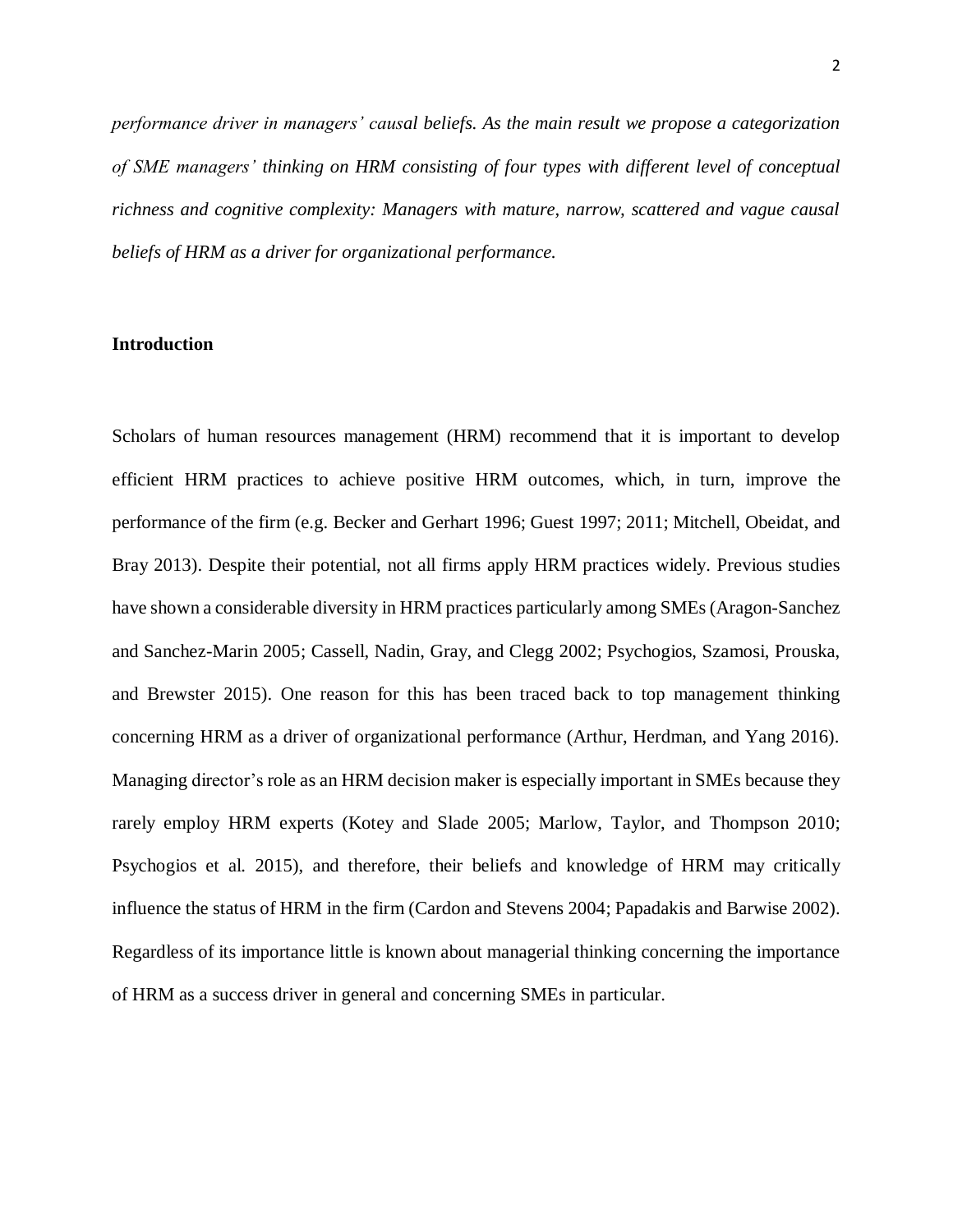*performance driver in managers' causal beliefs. As the main result we propose a categorization of SME managers' thinking on HRM consisting of four types with different level of conceptual richness and cognitive complexity: Managers with mature, narrow, scattered and vague causal beliefs of HRM as a driver for organizational performance.*

## Introduction

Scholars of human resources management (HRM) recommend that it is important to develop efficient HRM practices to achieve positive HRM outcomes, which, in turn, improve the performance of the firm (e.g. Becker and Gerhart 1996; Guest 1997; 2011; Mitchell, Obeidat, and Bray 2013). Despite their potential, not all firms apply HRM practices widely. Previous studies have shown a considerable diversity in HRM practices particularly among SMEs (Aragon-Sanchez and Sanchez-Marin 2005; Cassell, Nadin, Gray, and Clegg 2002; Psychogios, Szamosi, Prouska, and Brewster 2015). One reason for this has been traced back to top management thinking concerning HRM as a driver of organizational performance (Arthur, Herdman, and Yang 2016). Managing director's role as an HRM decision maker is especially important in SMEs because they rarely employ HRM experts (Kotey and Slade 2005; Marlow, Taylor, and Thompson 2010; Psychogios et al. 2015), and therefore, their beliefs and knowledge of HRM may critically influence the status of HRM in the firm (Cardon and Stevens 2004; Papadakis and Barwise 2002). Regardless of its importance little is known about managerial thinking concerning the importance of HRM as a success driver in general and concerning SMEs in particular.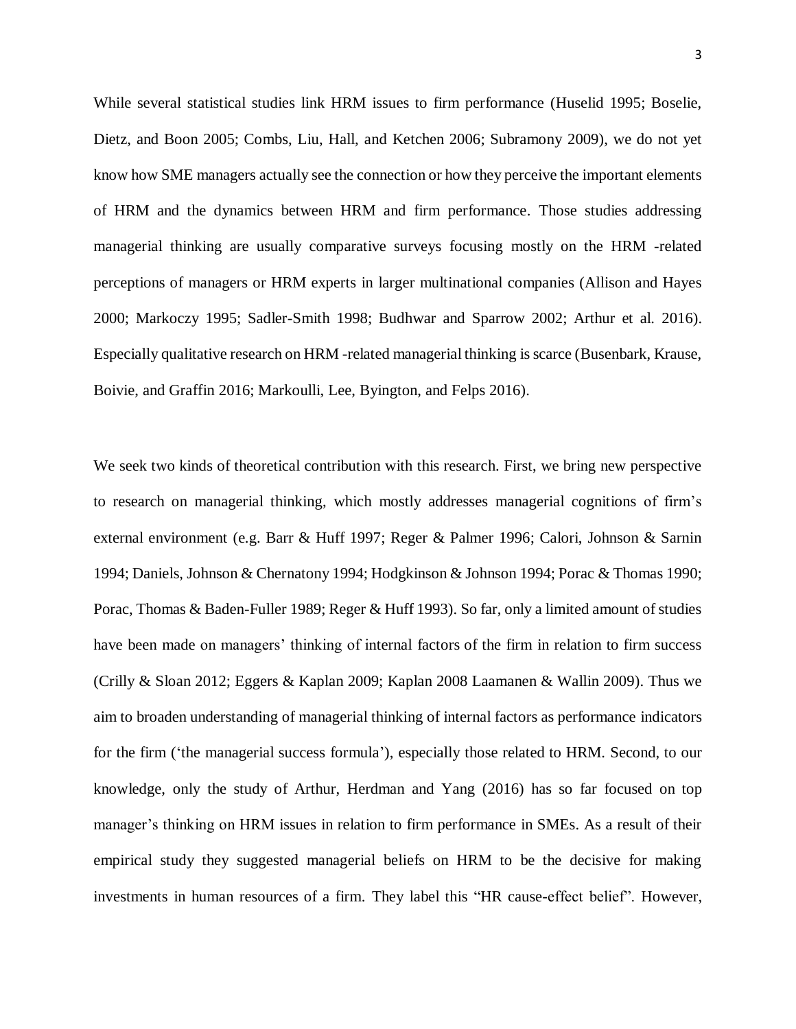While several statistical studies link HRM issues to firm performance (Huselid 1995; Boselie, Dietz, and Boon 2005; Combs, Liu, Hall, and Ketchen 2006; Subramony 2009), we do not yet know how SME managers actually see the connection or how they perceive the important elements of HRM and the dynamics between HRM and firm performance. Those studies addressing managerial thinking are usually comparative surveys focusing mostly on the HRM -related perceptions of managers or HRM experts in larger multinational companies (Allison and Hayes 2000; Markoczy 1995; Sadler-Smith 1998; Budhwar and Sparrow 2002; Arthur et al. 2016). Especially qualitative research on HRM -related managerial thinking is scarce (Busenbark, Krause, Boivie, and Graffin 2016; Markoulli, Lee, Byington, and Felps 2016).

We seek two kinds of theoretical contribution with this research. First, we bring new perspective to research on managerial thinking, which mostly addresses managerial cognitions of firm's external environment (e.g. Barr & Huff 1997; Reger & Palmer 1996; Calori, Johnson & Sarnin 1994; Daniels, Johnson & Chernatony 1994; Hodgkinson & Johnson 1994; Porac & Thomas 1990; Porac, Thomas & Baden-Fuller 1989; Reger & Huff 1993). So far, only a limited amount of studies have been made on managers' thinking of internal factors of the firm in relation to firm success (Crilly & Sloan 2012; Eggers & Kaplan 2009; Kaplan 2008 Laamanen & Wallin 2009). Thus we aim to broaden understanding of managerial thinking of internal factors as performance indicators for the firm ('the managerial success formula'), especially those related to HRM. Second, to our knowledge, only the study of Arthur, Herdman and Yang (2016) has so far focused on top manager's thinking on HRM issues in relation to firm performance in SMEs. As a result of their empirical study they suggested managerial beliefs on HRM to be the decisive for making investments in human resources of a firm. They label this "HR cause-effect belief". However,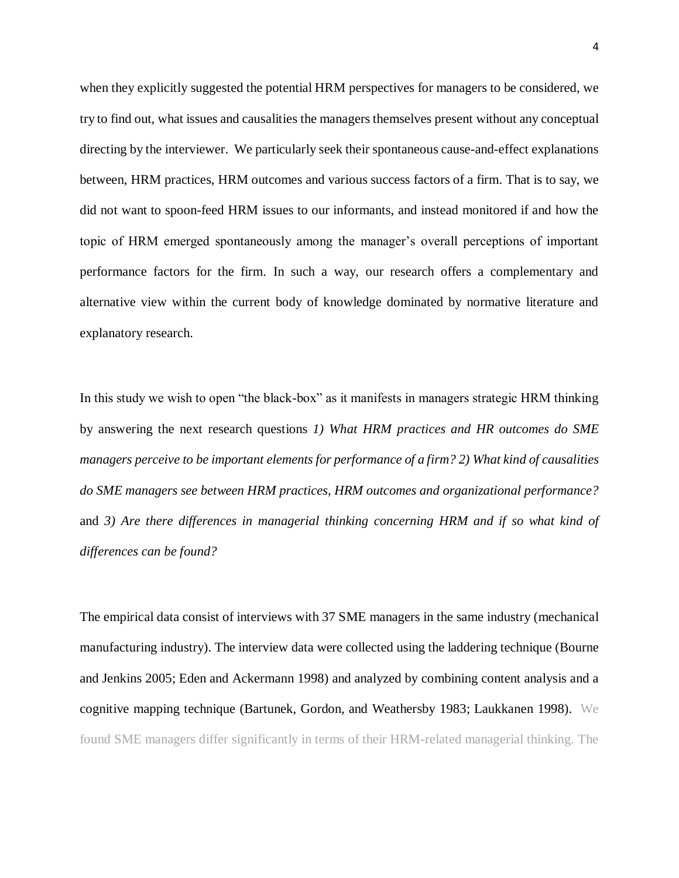when they explicitly suggested the potential HRM perspectives for managers to be considered, we try to find out, what issues and causalities the managers themselves present without any conceptual directing by the interviewer. We particularly seek their spontaneous cause-and-effect explanations between, HRM practices, HRM outcomes and various success factors of a firm. That is to say, we did not want to spoon-feed HRM issues to our informants, and instead monitored if and how the topic of HRM emerged spontaneously among the manager's overall perceptions of important performance factors for the firm. In such a way, our research offers a complementary and alternative view within the current body of knowledge dominated by normative literature and explanatory research.

In this study we wish to open "the black-box" as it manifests in managers strategic HRM thinking by answering the next research questions *1) What HRM practices and HR outcomes do SME managers perceive to be important elements for performance of a firm? 2) What kind of causalities do SME managers see between HRM practices, HRM outcomes and organizational performance?* and *3) Are there differences in managerial thinking concerning HRM and if so what kind of differences can be found?*

The empirical data consist of interviews with 37 SME managers in the same industry (mechanical manufacturing industry). The interview data were collected using the laddering technique (Bourne and Jenkins 2005; Eden and Ackermann 1998) and analyzed by combining content analysis and a cognitive mapping technique (Bartunek, Gordon, and Weathersby 1983; Laukkanen 1998). We found SME managers differ significantly in terms of their HRM-related managerial thinking. The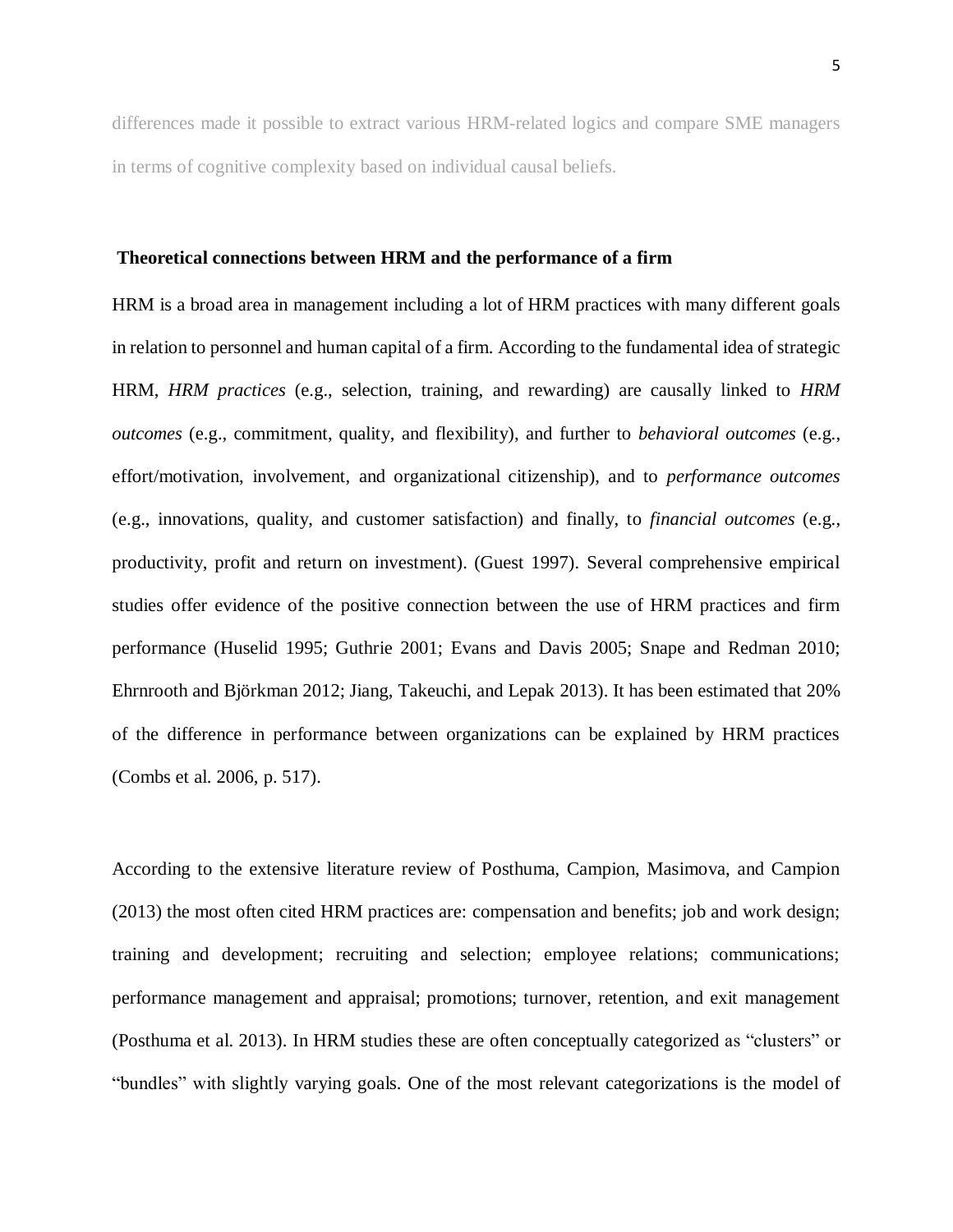differences made it possible to extract various HRM-related logics and compare SME managers in terms of cognitive complexity based on individual causal beliefs.

## Theoretical connections between HRM and the performance of a firm

HRM is a broad area in management including a lot of HRM practices with many different goals in relation to personnel and human capital of a firm. According to the fundamental idea of strategic HRM, *HRM practices* (e.g., selection, training, and rewarding) are causally linked to *HRM outcomes* (e.g., commitment, quality, and flexibility), and further to *behavioral outcomes* (e.g., effort/motivation, involvement, and organizational citizenship), and to *performance outcomes* (e.g., innovations, quality, and customer satisfaction) and finally, to *financial outcomes* (e.g., productivity, profit and return on investment). (Guest 1997). Several comprehensive empirical studies offer evidence of the positive connection between the use of HRM practices and firm performance (Huselid 1995; Guthrie 2001; Evans and Davis 2005; Snape and Redman 2010; Ehrnrooth and Björkman 2012; Jiang, Takeuchi, and Lepak 2013). It has been estimated that 20% of the difference in performance between organizations can be explained by HRM practices (Combs et al. 2006, p. 517).

According to the extensive literature review of Posthuma, Campion, Masimova, and Campion (2013) the most often cited HRM practices are: compensation and benefits; job and work design; training and development; recruiting and selection; employee relations; communications; performance management and appraisal; promotions; turnover, retention, and exit management (Posthuma et al. 2013). In HRM studies these are often conceptually categorized as "clusters" or "bundles" with slightly varying goals. One of the most relevant categorizations is the model of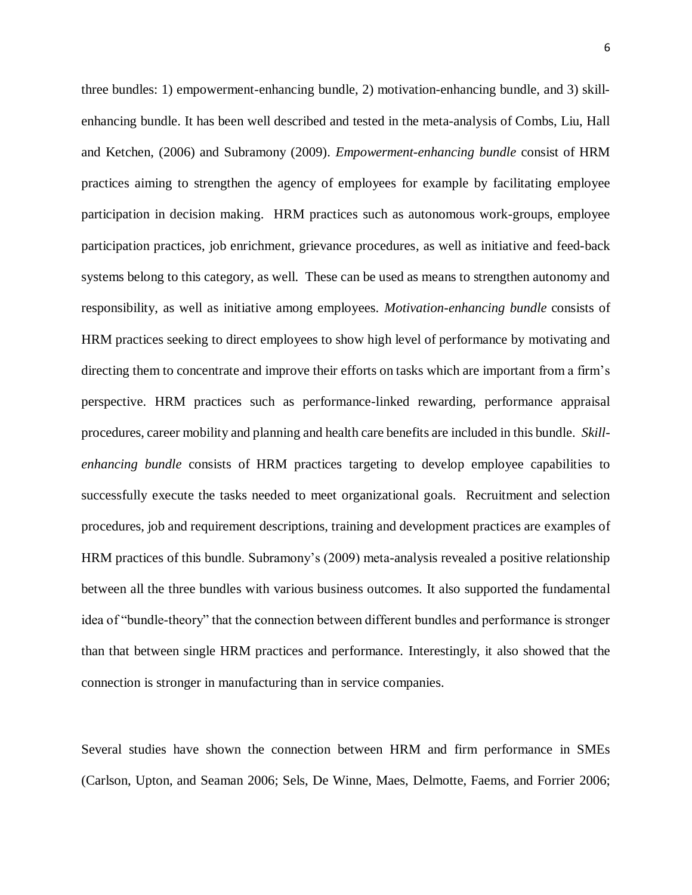three bundles: 1) empowerment-enhancing bundle, 2) motivation-enhancing bundle, and 3) skill-enhancing bundle. It has been well described and tested in the meta-analysis of Combs, Liu, Hall and Ketchen, (2006) and Subramony (2009). *Empowerment-enhancing bundle* consist of HRM practices aiming to strengthen the agency of employees for example by facilitating employee participation in decision making. HRM practices such as autonomous work-groups, employee participation practices, job enrichment, grievance procedures, as well as initiative and feed-back systems belong to this category, as well. These can be used as means to strengthen autonomy and responsibility, as well as initiative among employees. *Motivation-enhancing bundle* consists of HRM practices seeking to direct employees to show high level of performance by motivating and directing them to concentrate and improve their efforts on tasks which are important from a firm's perspective. HRM practices such as performance-linked rewarding, performance appraisal procedures, career mobility and planning and health care benefits are included in this bundle. *Skill-enhancing bundle* consists of HRM practices targeting to develop employee capabilities to successfully execute the tasks needed to meet organizational goals. Recruitment and selection procedures, job and requirement descriptions, training and development practices are examples of HRM practices of this bundle. Subramony's (2009) meta-analysis revealed a positive relationship between all the three bundles with various business outcomes. It also supported the fundamental idea of "bundle-theory" that the connection between different bundles and performance is stronger than that between single HRM practices and performance. Interestingly, it also showed that the connection is stronger in manufacturing than in service companies.

Several studies have shown the connection between HRM and firm performance in SMEs (Carlson, Upton, and Seaman 2006; Sels, De Winne, Maes, Delmotte, Faems, and Forrier 2006;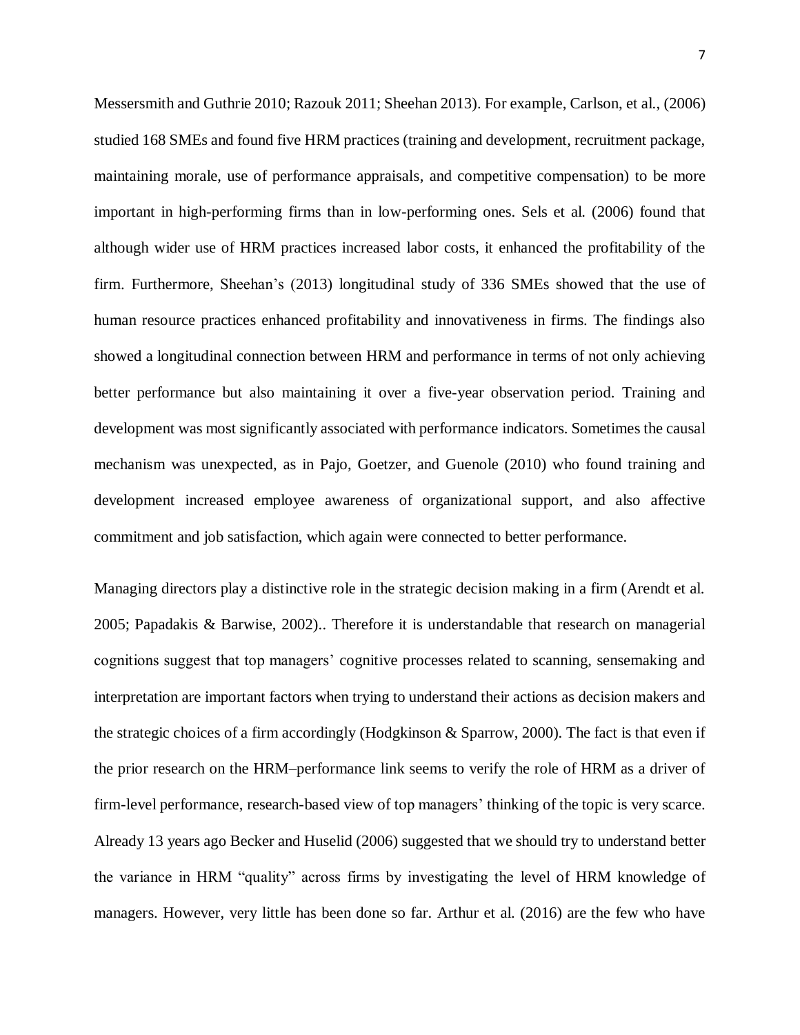Messersmith and Guthrie 2010; Razouk 2011; Sheehan 2013). For example, Carlson, et al., (2006) studied 168 SMEs and found five HRM practices (training and development, recruitment package, maintaining morale, use of performance appraisals, and competitive compensation) to be more important in high-performing firms than in low-performing ones. Sels et al. (2006) found that although wider use of HRM practices increased labor costs, it enhanced the profitability of the firm. Furthermore, Sheehan's (2013) longitudinal study of 336 SMEs showed that the use of human resource practices enhanced profitability and innovativeness in firms. The findings also showed a longitudinal connection between HRM and performance in terms of not only achieving better performance but also maintaining it over a five-year observation period. Training and development was most significantly associated with performance indicators. Sometimes the causal mechanism was unexpected, as in Pajo, Goetzer, and Guenole (2010) who found training and development increased employee awareness of organizational support, and also affective commitment and job satisfaction, which again were connected to better performance.

Managing directors play a distinctive role in the strategic decision making in a firm (Arendt et al. 2005; Papadakis & Barwise, 2002).. Therefore it is understandable that research on managerial cognitions suggest that top managers' cognitive processes related to scanning, sensemaking and interpretation are important factors when trying to understand their actions as decision makers and the strategic choices of a firm accordingly (Hodgkinson & Sparrow, 2000). The fact is that even if the prior research on the HRM–performance link seems to verify the role of HRM as a driver of firm-level performance, research-based view of top managers' thinking of the topic is very scarce. Already 13 years ago Becker and Huselid (2006) suggested that we should try to understand better the variance in HRM "quality" across firms by investigating the level of HRM knowledge of managers. However, very little has been done so far. Arthur et al. (2016) are the few who have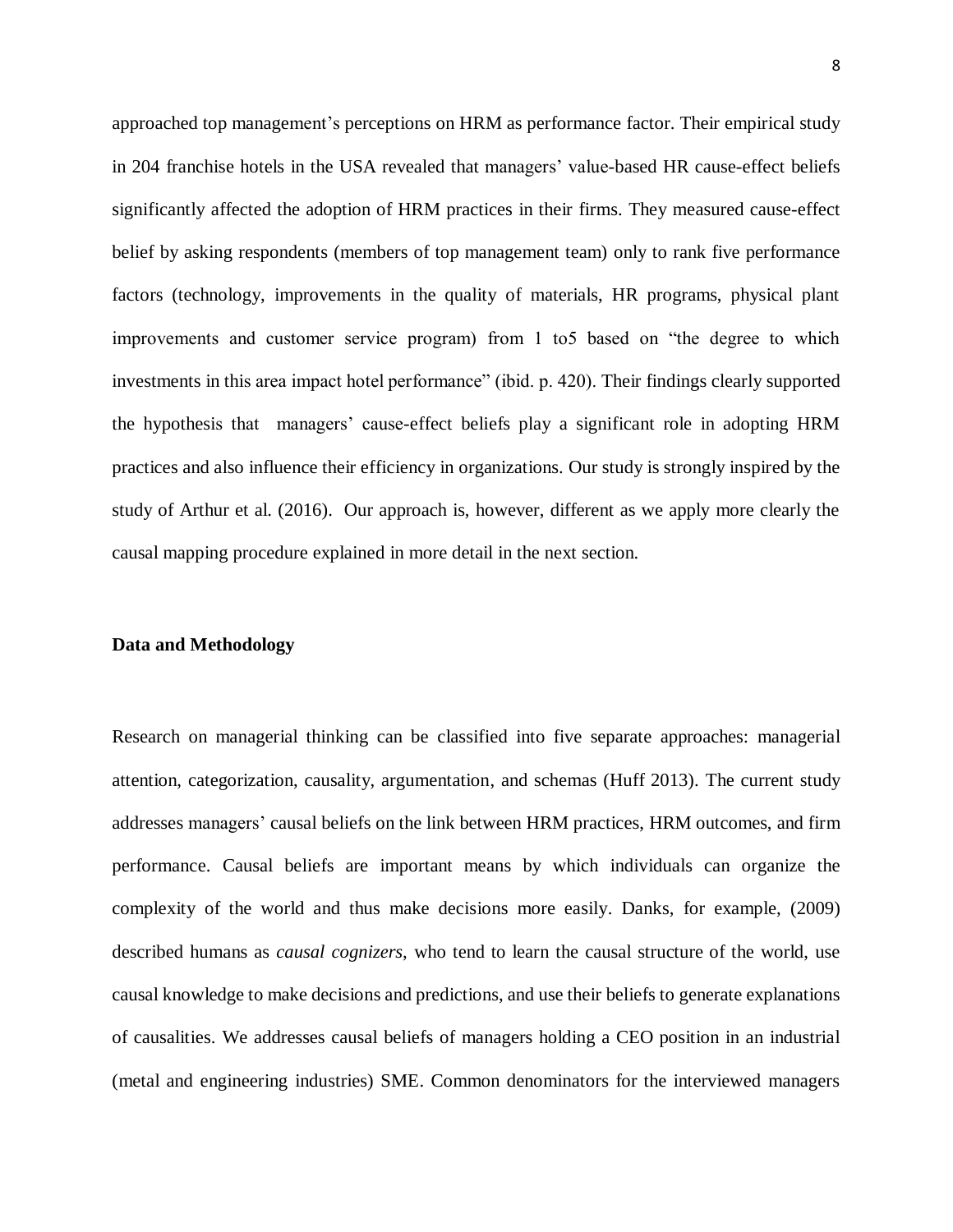approached top management's perceptions on HRM as performance factor. Their empirical study in 204 franchise hotels in the USA revealed that managers' value-based HR cause-effect beliefs significantly affected the adoption of HRM practices in their firms. They measured cause-effect belief by asking respondents (members of top management team) only to rank five performance factors (technology, improvements in the quality of materials, HR programs, physical plant improvements and customer service program) from 1 to5 based on "the degree to which investments in this area impact hotel performance" (ibid. p. 420). Their findings clearly supported the hypothesis that managers' cause-effect beliefs play a significant role in adopting HRM practices and also influence their efficiency in organizations. Our study is strongly inspired by the study of Arthur et al. (2016). Our approach is, however, different as we apply more clearly the causal mapping procedure explained in more detail in the next section.

## Data and Methodology

Research on managerial thinking can be classified into five separate approaches: managerial attention, categorization, causality, argumentation, and schemas (Huff 2013). The current study addresses managers' causal beliefs on the link between HRM practices, HRM outcomes, and firm performance. Causal beliefs are important means by which individuals can organize the complexity of the world and thus make decisions more easily. Danks, for example, (2009) described humans as *causal cognizers*, who tend to learn the causal structure of the world, use causal knowledge to make decisions and predictions, and use their beliefs to generate explanations of causalities. We addresses causal beliefs of managers holding a CEO position in an industrial (metal and engineering industries) SME. Common denominators for the interviewed managers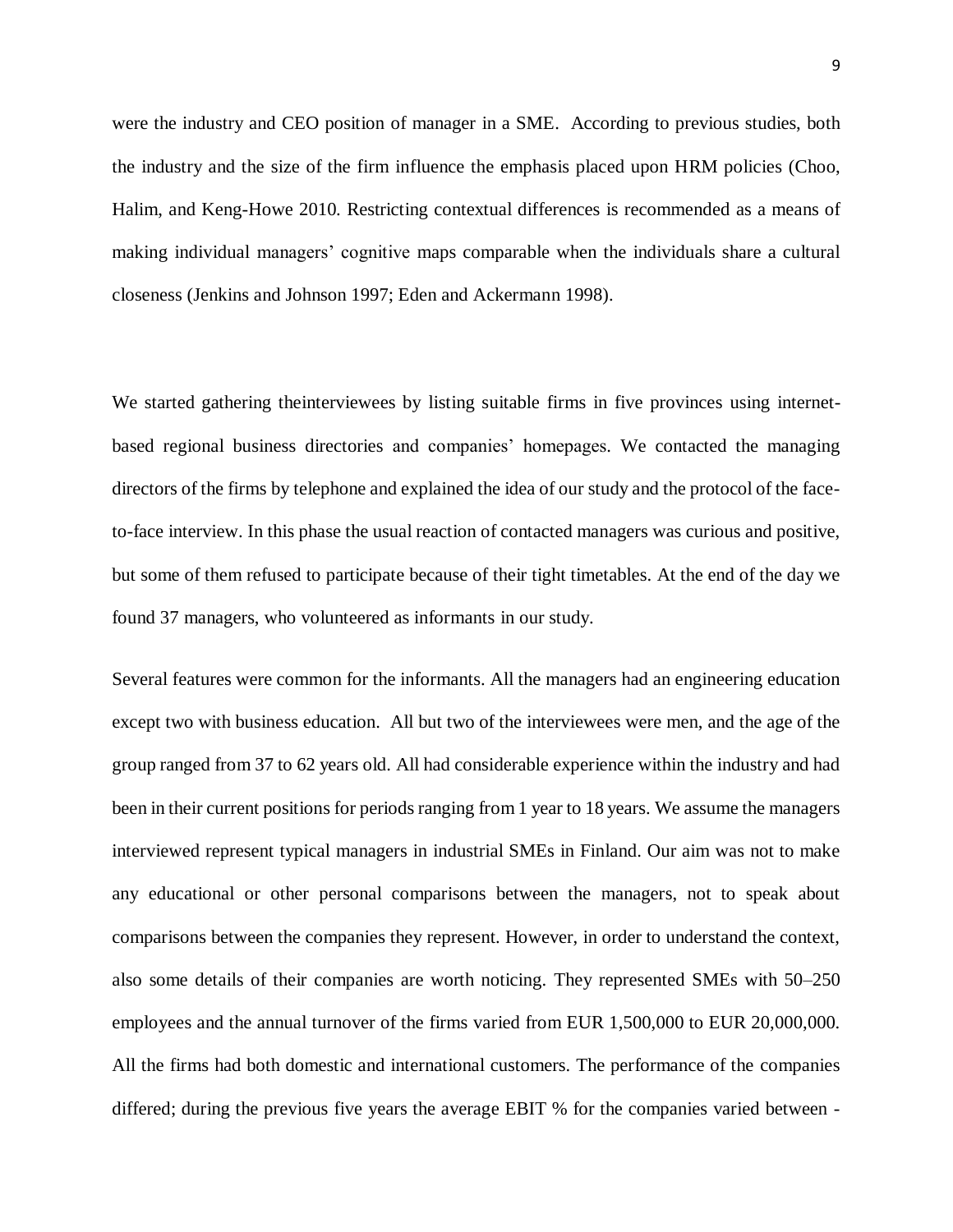were the industry and CEO position of manager in a SME. According to previous studies, both the industry and the size of the firm influence the emphasis placed upon HRM policies (Choo, Halim, and Keng-Howe 2010. Restricting contextual differences is recommended as a means of making individual managers' cognitive maps comparable when the individuals share a cultural closeness (Jenkins and Johnson 1997; Eden and Ackermann 1998).

We started gathering theinterviewees by listing suitable firms in five provinces using internet-based regional business directories and companies' homepages. We contacted the managing directors of the firms by telephone and explained the idea of our study and the protocol of the face-to-face interview. In this phase the usual reaction of contacted managers was curious and positive, but some of them refused to participate because of their tight timetables. At the end of the day we found 37 managers, who volunteered as informants in our study.

Several features were common for the informants. All the managers had an engineering education except two with business education. All but two of the interviewees were men, and the age of the group ranged from 37 to 62 years old. All had considerable experience within the industry and had been in their current positions for periods ranging from 1 year to 18 years. We assume the managers interviewed represent typical managers in industrial SMEs in Finland. Our aim was not to make any educational or other personal comparisons between the managers, not to speak about comparisons between the companies they represent. However, in order to understand the context, also some details of their companies are worth noticing. They represented SMEs with 50–250 employees and the annual turnover of the firms varied from EUR 1,500,000 to EUR 20,000,000. All the firms had both domestic and international customers. The performance of the companies differed; during the previous five years the average EBIT % for the companies varied between -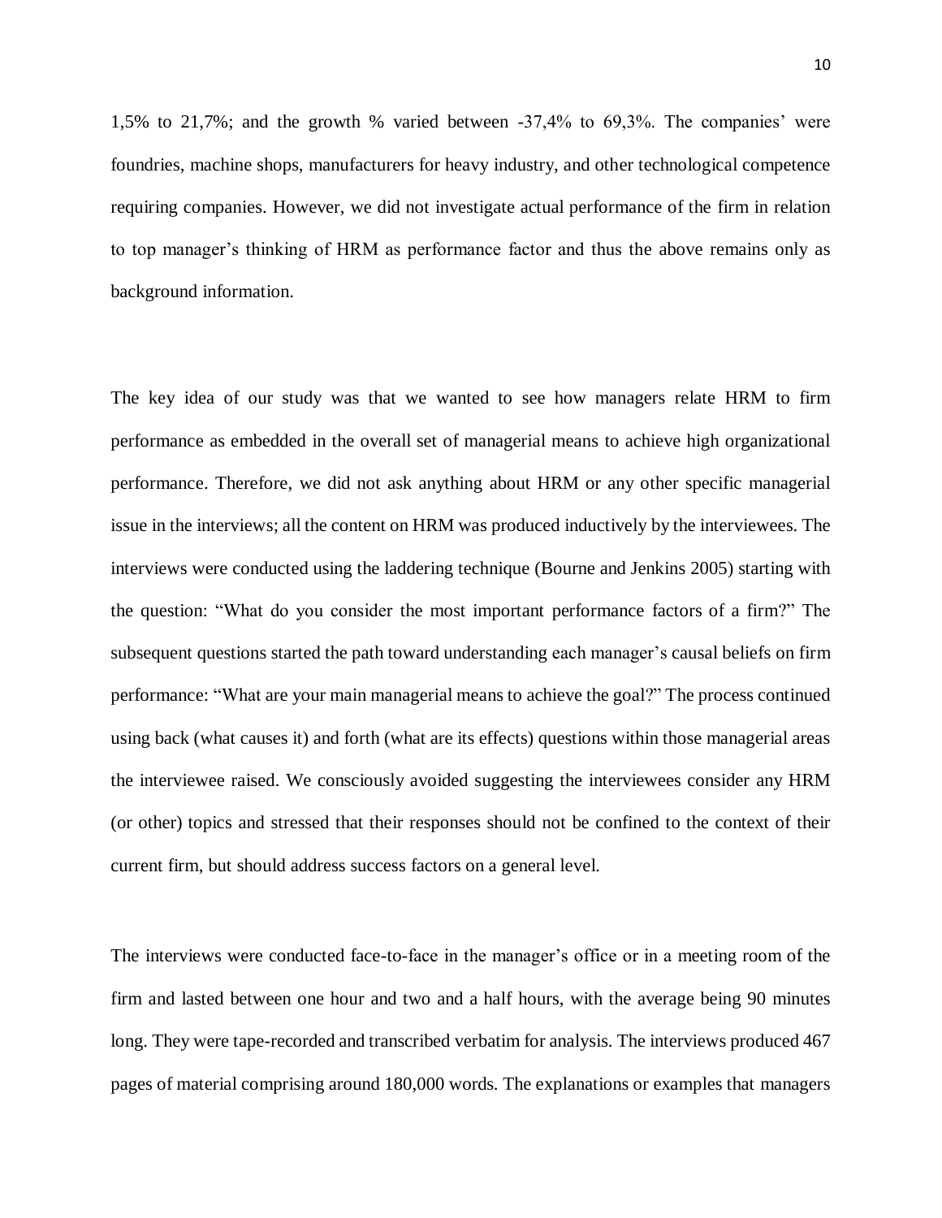1,5% to 21,7%; and the growth % varied between -37,4% to 69,3%. The companies' were foundries, machine shops, manufacturers for heavy industry, and other technological competence requiring companies. However, we did not investigate actual performance of the firm in relation to top manager's thinking of HRM as performance factor and thus the above remains only as background information.

The key idea of our study was that we wanted to see how managers relate HRM to firm performance as embedded in the overall set of managerial means to achieve high organizational performance. Therefore, we did not ask anything about HRM or any other specific managerial issue in the interviews; all the content on HRM was produced inductively by the interviewees. The interviews were conducted using the laddering technique (Bourne and Jenkins 2005) starting with the question: "What do you consider the most important performance factors of a firm?" The subsequent questions started the path toward understanding each manager's causal beliefs on firm performance: "What are your main managerial means to achieve the goal?" The process continued using back (what causes it) and forth (what are its effects) questions within those managerial areas the interviewee raised. We consciously avoided suggesting the interviewees consider any HRM (or other) topics and stressed that their responses should not be confined to the context of their current firm, but should address success factors on a general level.

The interviews were conducted face-to-face in the manager's office or in a meeting room of the firm and lasted between one hour and two and a half hours, with the average being 90 minutes long. They were tape-recorded and transcribed verbatim for analysis. The interviews produced 467 pages of material comprising around 180,000 words. The explanations or examples that managers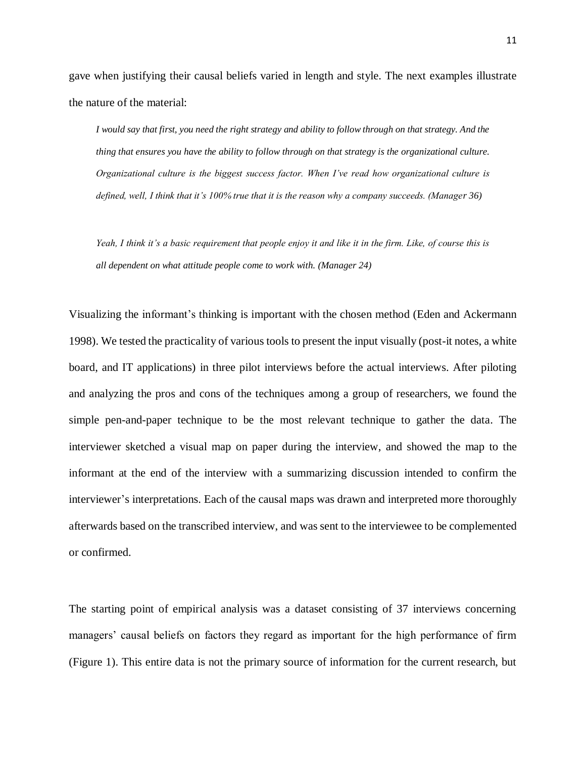gave when justifying their causal beliefs varied in length and style. The next examples illustrate the nature of the material:

> *I would say that first, you need the right strategy and ability to follow through on that strategy. And the thing that ensures you have the ability to follow through on that strategy is the organizational culture. Organizational culture is the biggest success factor. When I've read how organizational culture is defined, well, I think that it's 100% true that it is the reason why a company succeeds. (Manager 36)*

> *Yeah, I think it's a basic requirement that people enjoy it and like it in the firm. Like, of course this is all dependent on what attitude people come to work with. (Manager 24)*

Visualizing the informant's thinking is important with the chosen method (Eden and Ackermann 1998). We tested the practicality of various tools to present the input visually (post-it notes, a white board, and IT applications) in three pilot interviews before the actual interviews. After piloting and analyzing the pros and cons of the techniques among a group of researchers, we found the simple pen-and-paper technique to be the most relevant technique to gather the data. The interviewer sketched a visual map on paper during the interview, and showed the map to the informant at the end of the interview with a summarizing discussion intended to confirm the interviewer's interpretations. Each of the causal maps was drawn and interpreted more thoroughly afterwards based on the transcribed interview, and was sent to the interviewee to be complemented or confirmed.

The starting point of empirical analysis was a dataset consisting of 37 interviews concerning managers' causal beliefs on factors they regard as important for the high performance of firm (Figure 1). This entire data is not the primary source of information for the current research, but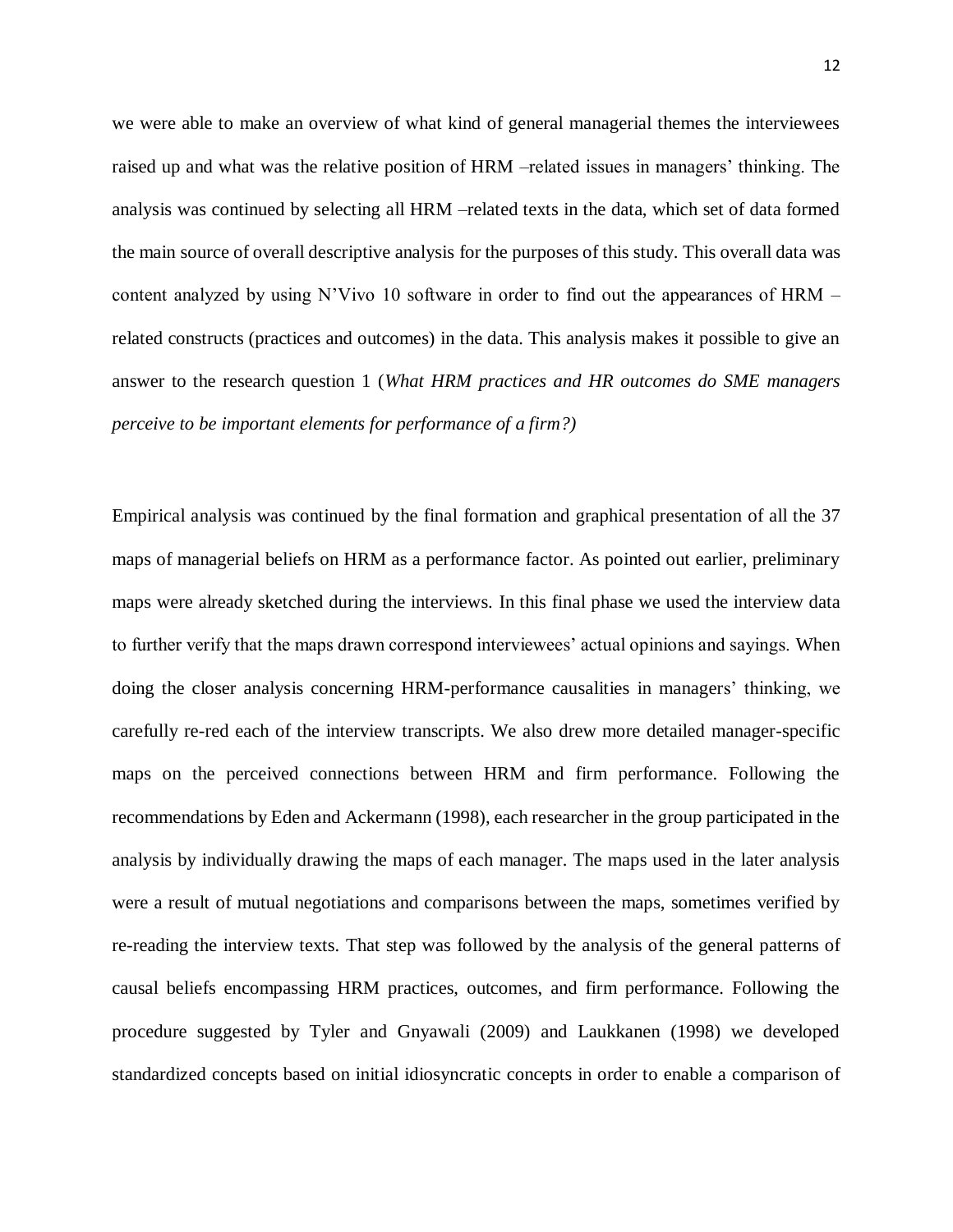we were able to make an overview of what kind of general managerial themes the interviewees raised up and what was the relative position of HRM –related issues in managers' thinking. The analysis was continued by selecting all HRM –related texts in the data, which set of data formed the main source of overall descriptive analysis for the purposes of this study. This overall data was content analyzed by using N'Vivo 10 software in order to find out the appearances of HRM – related constructs (practices and outcomes) in the data. This analysis makes it possible to give an answer to the research question 1 (*What HRM practices and HR outcomes do SME managers perceive to be important elements for performance of a firm?)*

Empirical analysis was continued by the final formation and graphical presentation of all the 37 maps of managerial beliefs on HRM as a performance factor. As pointed out earlier, preliminary maps were already sketched during the interviews. In this final phase we used the interview data to further verify that the maps drawn correspond interviewees' actual opinions and sayings. When doing the closer analysis concerning HRM-performance causalities in managers' thinking, we carefully re-red each of the interview transcripts. We also drew more detailed manager-specific maps on the perceived connections between HRM and firm performance. Following the recommendations by Eden and Ackermann (1998), each researcher in the group participated in the analysis by individually drawing the maps of each manager. The maps used in the later analysis were a result of mutual negotiations and comparisons between the maps, sometimes verified by re-reading the interview texts. That step was followed by the analysis of the general patterns of causal beliefs encompassing HRM practices, outcomes, and firm performance. Following the procedure suggested by Tyler and Gnyawali (2009) and Laukkanen (1998) we developed standardized concepts based on initial idiosyncratic concepts in order to enable a comparison of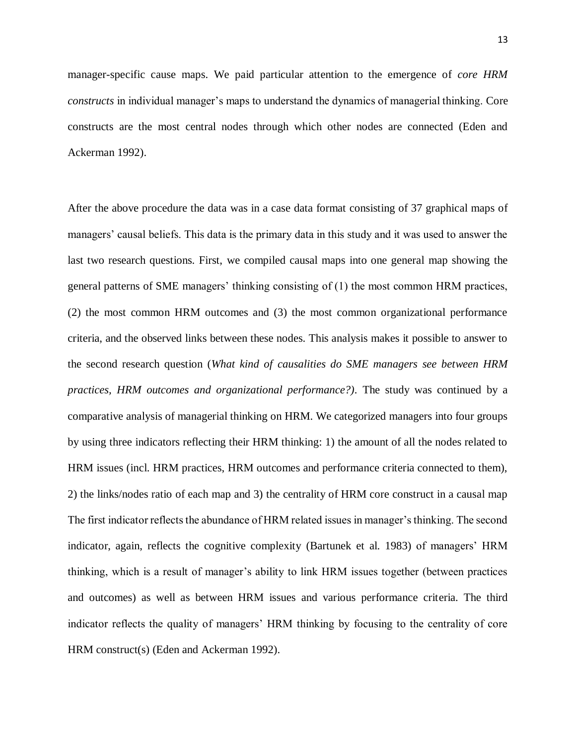manager-specific cause maps. We paid particular attention to the emergence of *core HRM constructs* in individual manager's maps to understand the dynamics of managerial thinking. Core constructs are the most central nodes through which other nodes are connected (Eden and Ackerman 1992).

After the above procedure the data was in a case data format consisting of 37 graphical maps of managers' causal beliefs. This data is the primary data in this study and it was used to answer the last two research questions. First, we compiled causal maps into one general map showing the general patterns of SME managers' thinking consisting of (1) the most common HRM practices, (2) the most common HRM outcomes and (3) the most common organizational performance criteria, and the observed links between these nodes. This analysis makes it possible to answer to the second research question (*What kind of causalities do SME managers see between HRM practices, HRM outcomes and organizational performance?)*. The study was continued by a comparative analysis of managerial thinking on HRM. We categorized managers into four groups by using three indicators reflecting their HRM thinking: 1) the amount of all the nodes related to HRM issues (incl. HRM practices, HRM outcomes and performance criteria connected to them), 2) the links/nodes ratio of each map and 3) the centrality of HRM core construct in a causal map The first indicator reflects the abundance of HRM related issues in manager's thinking. The second indicator, again, reflects the cognitive complexity (Bartunek et al. 1983) of managers' HRM thinking, which is a result of manager's ability to link HRM issues together (between practices and outcomes) as well as between HRM issues and various performance criteria. The third indicator reflects the quality of managers' HRM thinking by focusing to the centrality of core HRM construct(s) (Eden and Ackerman 1992).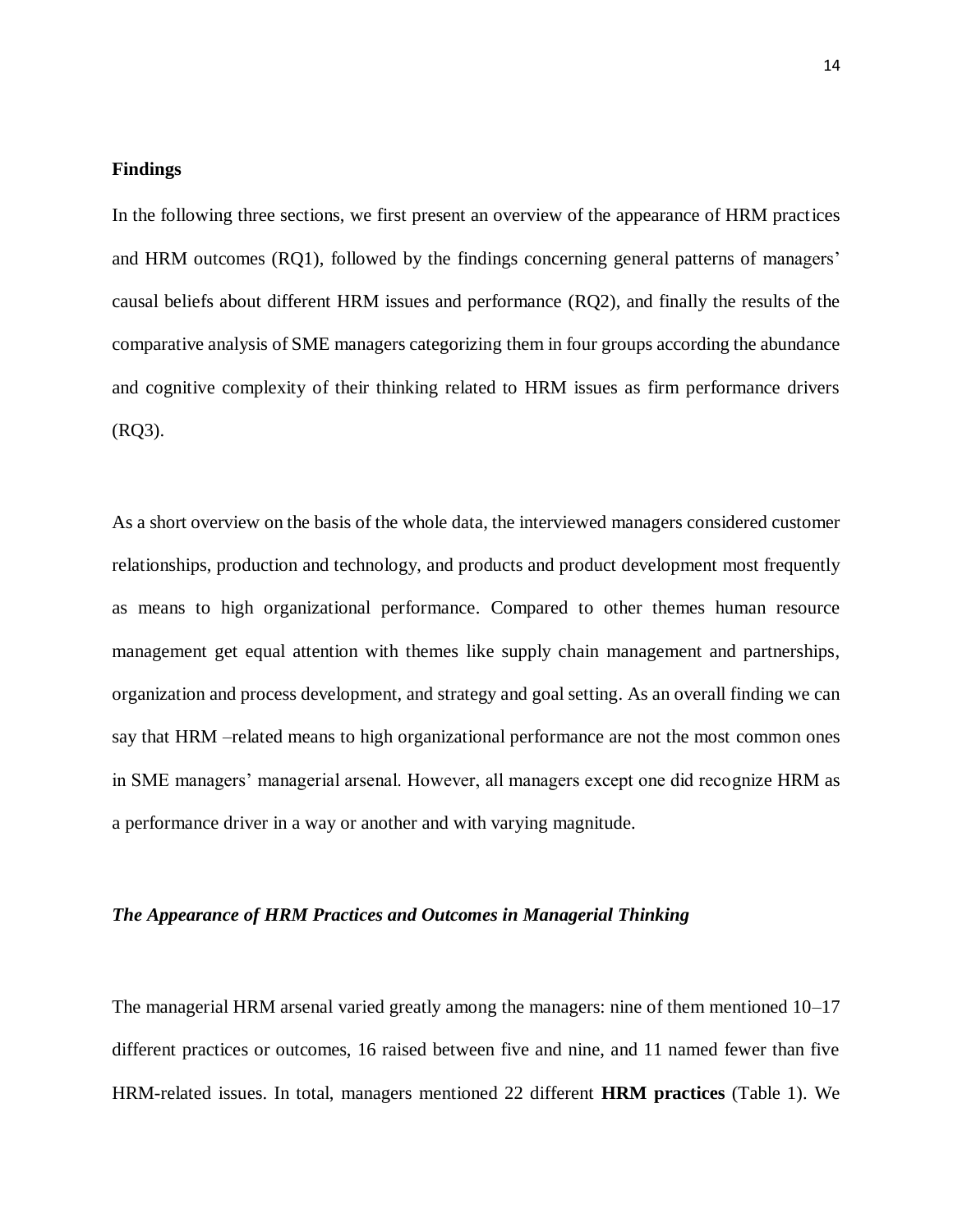## Findings

In the following three sections, we first present an overview of the appearance of HRM practices and HRM outcomes (RQ1), followed by the findings concerning general patterns of managers' causal beliefs about different HRM issues and performance (RQ2), and finally the results of the comparative analysis of SME managers categorizing them in four groups according the abundance and cognitive complexity of their thinking related to HRM issues as firm performance drivers (RQ3).

As a short overview on the basis of the whole data, the interviewed managers considered customer relationships, production and technology, and products and product development most frequently as means to high organizational performance. Compared to other themes human resource management get equal attention with themes like supply chain management and partnerships, organization and process development, and strategy and goal setting. As an overall finding we can say that HRM –related means to high organizational performance are not the most common ones in SME managers' managerial arsenal. However, all managers except one did recognize HRM as a performance driver in a way or another and with varying magnitude.

### *The Appearance of HRM Practices and Outcomes in Managerial Thinking*

The managerial HRM arsenal varied greatly among the managers: nine of them mentioned 10–17 different practices or outcomes, 16 raised between five and nine, and 11 named fewer than five HRM-related issues. In total, managers mentioned 22 different **HRM practices** (Table 1). We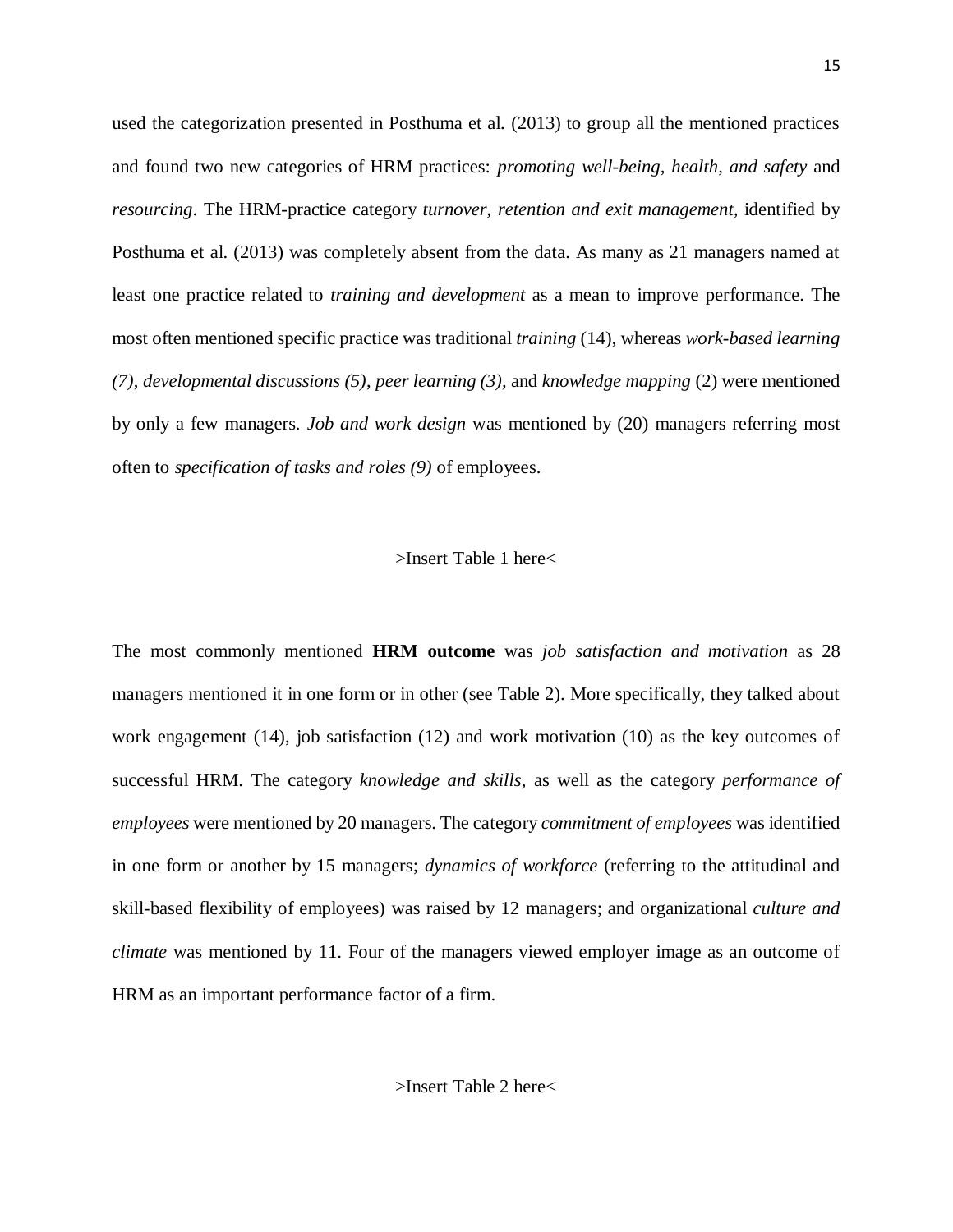used the categorization presented in Posthuma et al. (2013) to group all the mentioned practices and found two new categories of HRM practices: *promoting well-being, health, and safety* and *resourcing*. The HRM-practice category *turnover, retention and exit management,* identified by Posthuma et al. (2013) was completely absent from the data. As many as 21 managers named at least one practice related to *training and development* as a mean to improve performance. The most often mentioned specific practice was traditional *training* (14), whereas *work-based learning (7)*, *developmental discussions (5)*, *peer learning (3),* and *knowledge mapping* (2) were mentioned by only a few managers. *Job and work design* was mentioned by (20) managers referring most often to *specification of tasks and roles (9)* of employees.

>Insert Table 1 here<

The most commonly mentioned **HRM outcome** was *job satisfaction and motivation* as 28 managers mentioned it in one form or in other (see Table 2). More specifically, they talked about work engagement (14), job satisfaction (12) and work motivation (10) as the key outcomes of successful HRM. The category *knowledge and skills*, as well as the category *performance of employees* were mentioned by 20 managers. The category *commitment of employees* was identified in one form or another by 15 managers; *dynamics of workforce* (referring to the attitudinal and skill-based flexibility of employees) was raised by 12 managers; and organizational *culture and climate* was mentioned by 11. Four of the managers viewed employer image as an outcome of HRM as an important performance factor of a firm.

>Insert Table 2 here<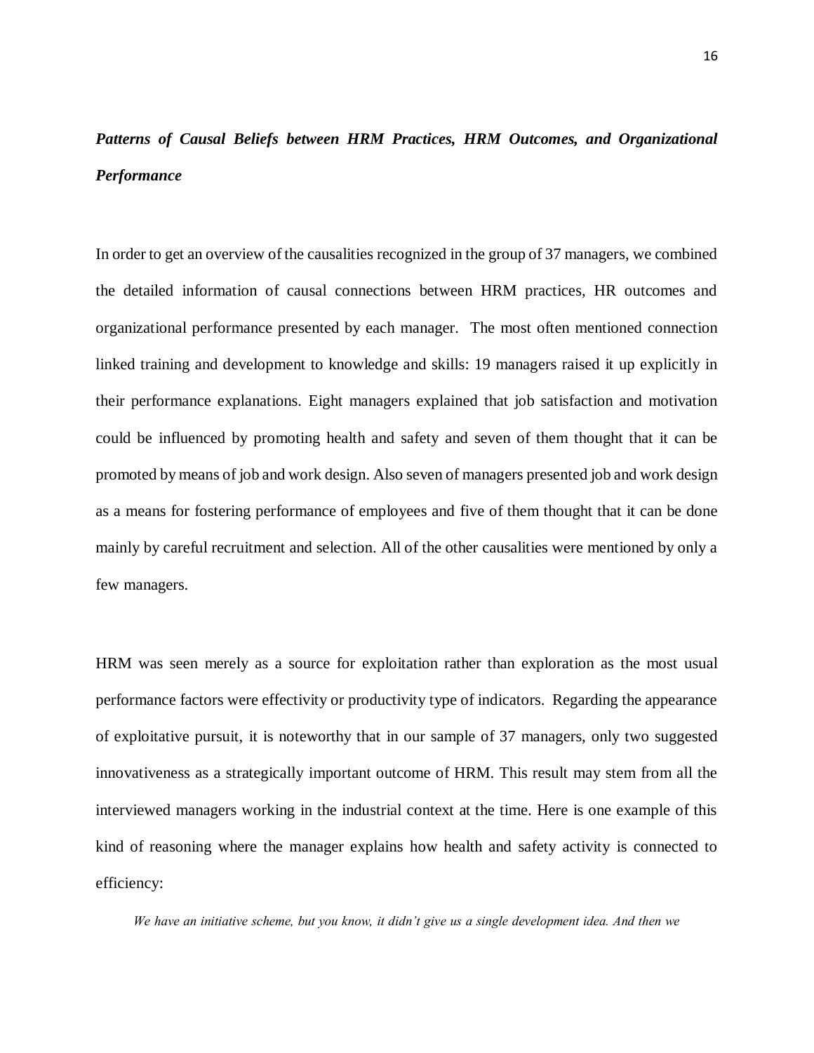### *Patterns of Causal Beliefs between HRM Practices, HRM Outcomes, and Organizational Performance*

In order to get an overview of the causalities recognized in the group of 37 managers, we combined the detailed information of causal connections between HRM practices, HR outcomes and organizational performance presented by each manager. The most often mentioned connection linked training and development to knowledge and skills: 19 managers raised it up explicitly in their performance explanations. Eight managers explained that job satisfaction and motivation could be influenced by promoting health and safety and seven of them thought that it can be promoted by means of job and work design. Also seven of managers presented job and work design as a means for fostering performance of employees and five of them thought that it can be done mainly by careful recruitment and selection. All of the other causalities were mentioned by only a few managers.

HRM was seen merely as a source for exploitation rather than exploration as the most usual performance factors were effectivity or productivity type of indicators. Regarding the appearance of exploitative pursuit, it is noteworthy that in our sample of 37 managers, only two suggested innovativeness as a strategically important outcome of HRM. This result may stem from all the interviewed managers working in the industrial context at the time. Here is one example of this kind of reasoning where the manager explains how health and safety activity is connected to efficiency:

*We have an initiative scheme, but you know, it didn't give us a single development idea. And then we*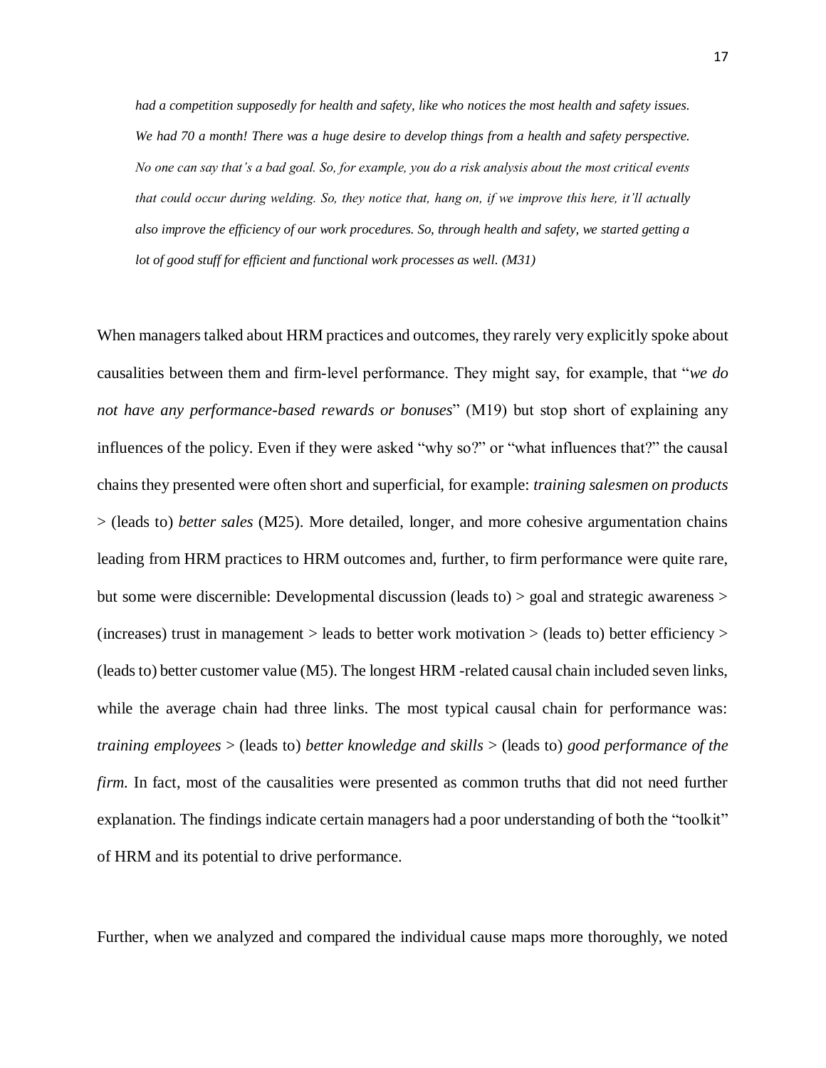*had a competition supposedly for health and safety, like who notices the most health and safety issues. We had 70 a month! There was a huge desire to develop things from a health and safety perspective. No one can say that's a bad goal. So, for example, you do a risk analysis about the most critical events that could occur during welding. So, they notice that, hang on, if we improve this here, it'll actually also improve the efficiency of our work procedures. So, through health and safety, we started getting a lot of good stuff for efficient and functional work processes as well. (M31)*

When managers talked about HRM practices and outcomes, they rarely very explicitly spoke about causalities between them and firm-level performance. They might say, for example, that "*we do not have any performance-based rewards or bonuses*" (M19) but stop short of explaining any influences of the policy. Even if they were asked "why so?" or "what influences that?" the causal chains they presented were often short and superficial, for example: *training salesmen on products* > (leads to) *better sales* (M25). More detailed, longer, and more cohesive argumentation chains leading from HRM practices to HRM outcomes and, further, to firm performance were quite rare, but some were discernible: Developmental discussion (leads to) > goal and strategic awareness > (increases) trust in management > leads to better work motivation > (leads to) better efficiency > (leads to) better customer value (M5). The longest HRM -related causal chain included seven links, while the average chain had three links. The most typical causal chain for performance was: *training employees* > (leads to) *better knowledge and skills* > (leads to) *good performance of the firm*. In fact, most of the causalities were presented as common truths that did not need further explanation. The findings indicate certain managers had a poor understanding of both the "toolkit" of HRM and its potential to drive performance.

Further, when we analyzed and compared the individual cause maps more thoroughly, we noted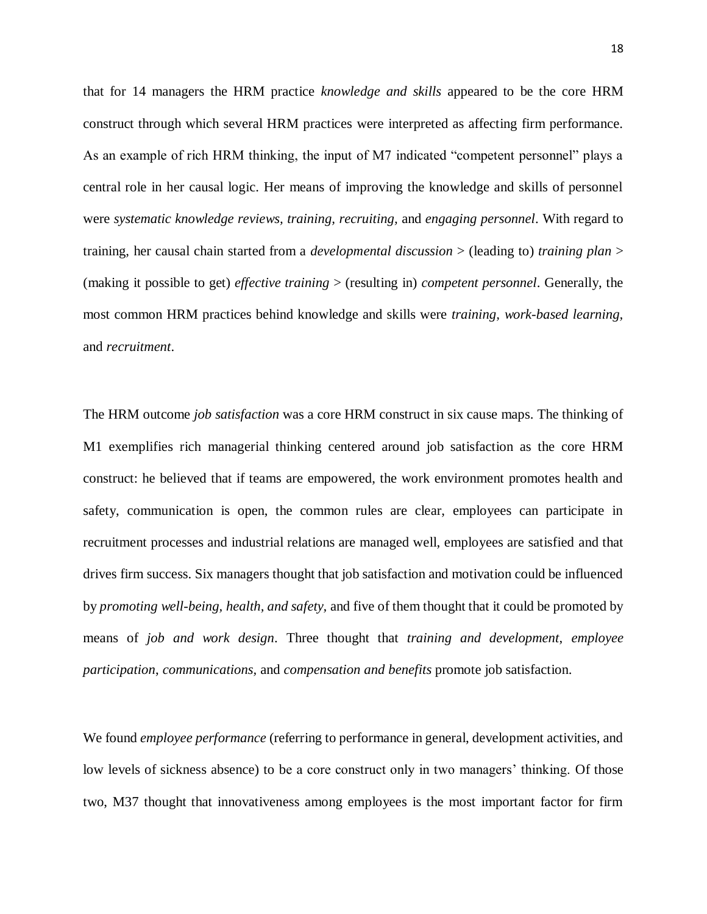that for 14 managers the HRM practice *knowledge and skills* appeared to be the core HRM construct through which several HRM practices were interpreted as affecting firm performance. As an example of rich HRM thinking, the input of M7 indicated "competent personnel" plays a central role in her causal logic. Her means of improving the knowledge and skills of personnel were *systematic knowledge reviews*, *training*, *recruiting*, and *engaging personnel*. With regard to training, her causal chain started from a *developmental discussion* > (leading to) *training plan* > (making it possible to get) *effective training* > (resulting in) *competent personnel*. Generally, the most common HRM practices behind knowledge and skills were *training, work-based learning,* and *recruitment*.

The HRM outcome *job satisfaction* was a core HRM construct in six cause maps. The thinking of M1 exemplifies rich managerial thinking centered around job satisfaction as the core HRM construct: he believed that if teams are empowered, the work environment promotes health and safety, communication is open, the common rules are clear, employees can participate in recruitment processes and industrial relations are managed well, employees are satisfied and that drives firm success. Six managers thought that job satisfaction and motivation could be influenced by *promoting well-being, health, and safety,* and five of them thought that it could be promoted by means of *job and work design*. Three thought that *training and development*, *employee participation*, *communications,* and *compensation and benefits* promote job satisfaction.

We found *employee performance* (referring to performance in general, development activities, and low levels of sickness absence) to be a core construct only in two managers' thinking. Of those two, M37 thought that innovativeness among employees is the most important factor for firm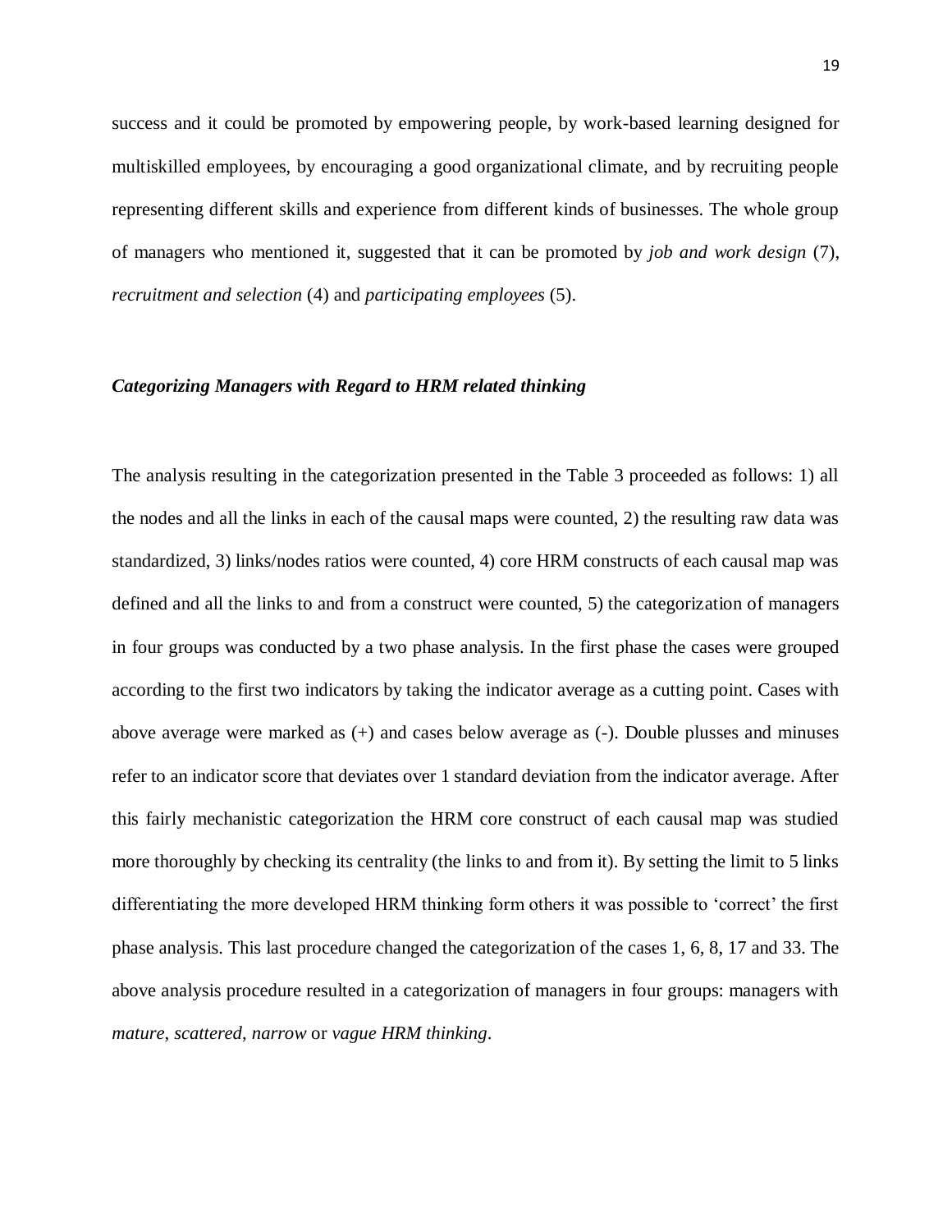success and it could be promoted by empowering people, by work-based learning designed for multiskilled employees, by encouraging a good organizational climate, and by recruiting people representing different skills and experience from different kinds of businesses. The whole group of managers who mentioned it, suggested that it can be promoted by *job and work design* (7), *recruitment and selection* (4) and *participating employees* (5).

### ***Categorizing Managers with Regard to HRM related thinking***

The analysis resulting in the categorization presented in the Table 3 proceeded as follows: 1) all the nodes and all the links in each of the causal maps were counted, 2) the resulting raw data was standardized, 3) links/nodes ratios were counted, 4) core HRM constructs of each causal map was defined and all the links to and from a construct were counted, 5) the categorization of managers in four groups was conducted by a two phase analysis. In the first phase the cases were grouped according to the first two indicators by taking the indicator average as a cutting point. Cases with above average were marked as (+) and cases below average as (-). Double plusses and minuses refer to an indicator score that deviates over 1 standard deviation from the indicator average. After this fairly mechanistic categorization the HRM core construct of each causal map was studied more thoroughly by checking its centrality (the links to and from it). By setting the limit to 5 links differentiating the more developed HRM thinking form others it was possible to 'correct' the first phase analysis. This last procedure changed the categorization of the cases 1, 6, 8, 17 and 33. The above analysis procedure resulted in a categorization of managers in four groups: managers with *mature*, *scattered*, *narrow* or *vague HRM thinking*.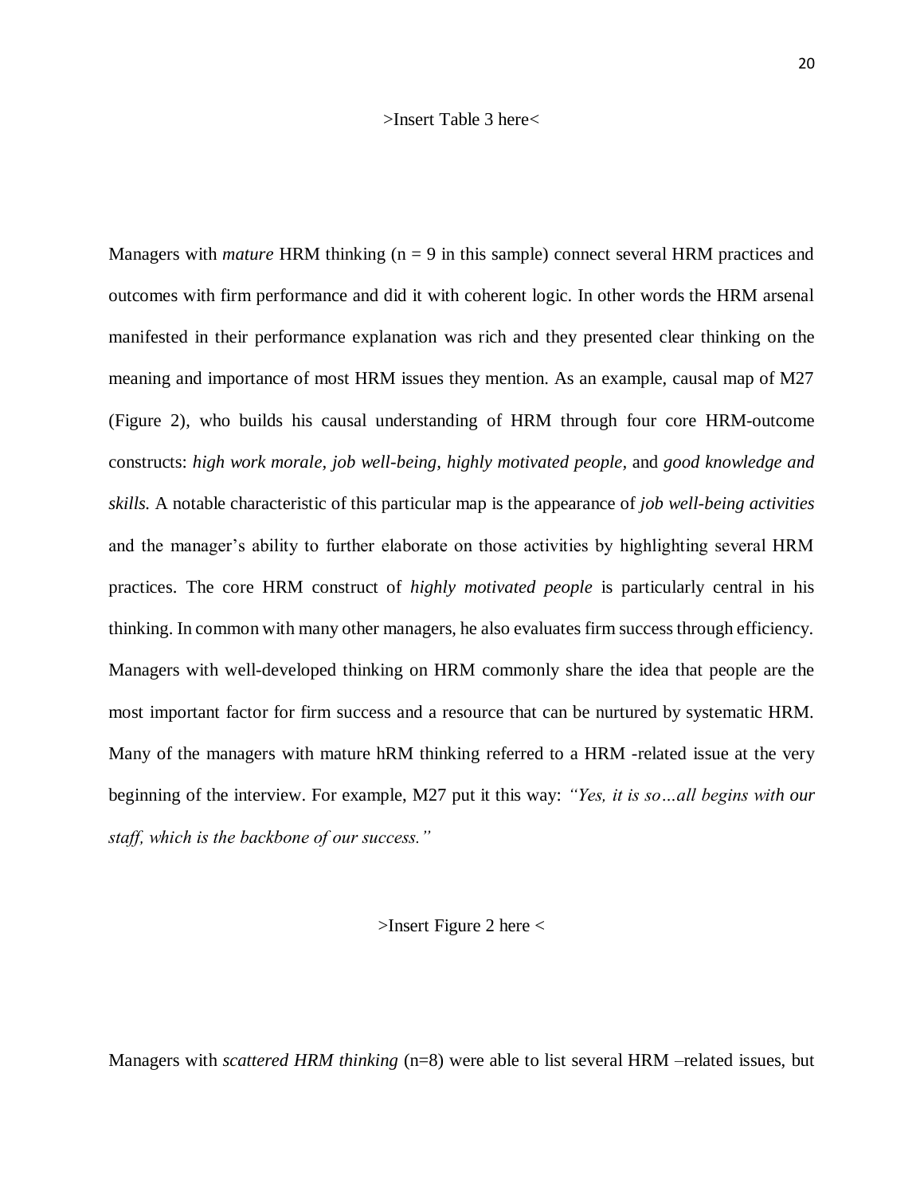>Insert Table 3 here<

Managers with *mature* HRM thinking (n = 9 in this sample) connect several HRM practices and outcomes with firm performance and did it with coherent logic. In other words the HRM arsenal manifested in their performance explanation was rich and they presented clear thinking on the meaning and importance of most HRM issues they mention. As an example, causal map of M27 (Figure 2), who builds his causal understanding of HRM through four core HRM-outcome constructs: *high work morale, job well-being, highly motivated people,* and *good knowledge and skills.* A notable characteristic of this particular map is the appearance of *job well-being activities* and the manager's ability to further elaborate on those activities by highlighting several HRM practices. The core HRM construct of *highly motivated people* is particularly central in his thinking. In common with many other managers, he also evaluates firm success through efficiency. Managers with well-developed thinking on HRM commonly share the idea that people are the most important factor for firm success and a resource that can be nurtured by systematic HRM. Many of the managers with mature hRM thinking referred to a HRM -related issue at the very beginning of the interview. For example, M27 put it this way: *"Yes, it is so…all begins with our staff, which is the backbone of our success."*

>Insert Figure 2 here <

Managers with *scattered HRM thinking* (n=8) were able to list several HRM –related issues, but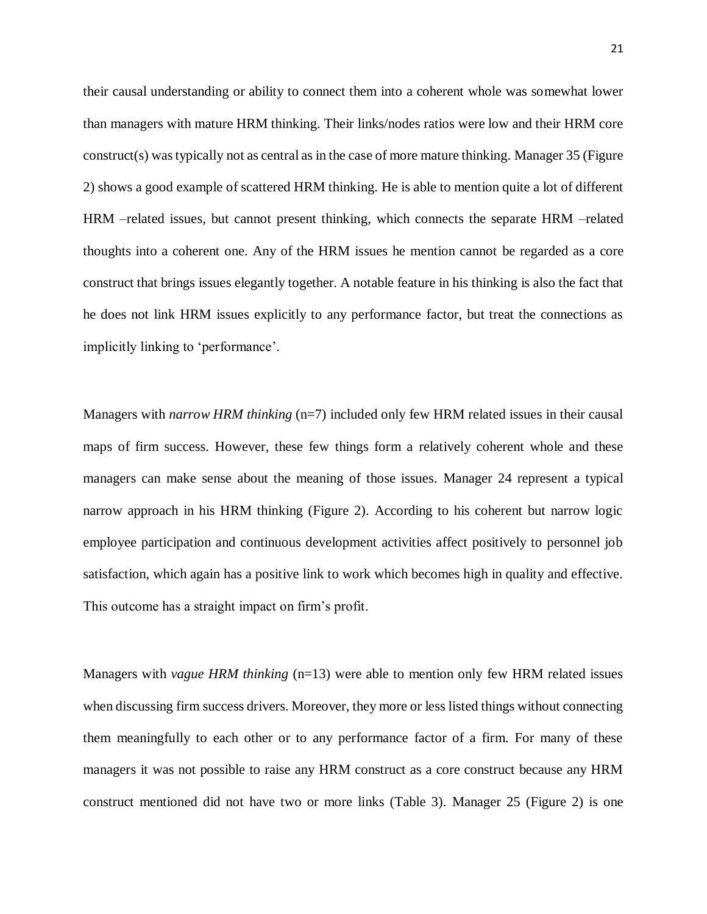their causal understanding or ability to connect them into a coherent whole was somewhat lower than managers with mature HRM thinking. Their links/nodes ratios were low and their HRM core construct(s) was typically not as central as in the case of more mature thinking. Manager 35 (Figure 2) shows a good example of scattered HRM thinking. He is able to mention quite a lot of different HRM –related issues, but cannot present thinking, which connects the separate HRM –related thoughts into a coherent one. Any of the HRM issues he mention cannot be regarded as a core construct that brings issues elegantly together. A notable feature in his thinking is also the fact that he does not link HRM issues explicitly to any performance factor, but treat the connections as implicitly linking to 'performance'.

Managers with *narrow HRM thinking* (n=7) included only few HRM related issues in their causal maps of firm success. However, these few things form a relatively coherent whole and these managers can make sense about the meaning of those issues. Manager 24 represent a typical narrow approach in his HRM thinking (Figure 2). According to his coherent but narrow logic employee participation and continuous development activities affect positively to personnel job satisfaction, which again has a positive link to work which becomes high in quality and effective. This outcome has a straight impact on firm's profit.

Managers with *vague HRM thinking* (n=13) were able to mention only few HRM related issues when discussing firm success drivers. Moreover, they more or less listed things without connecting them meaningfully to each other or to any performance factor of a firm. For many of these managers it was not possible to raise any HRM construct as a core construct because any HRM construct mentioned did not have two or more links (Table 3). Manager 25 (Figure 2) is one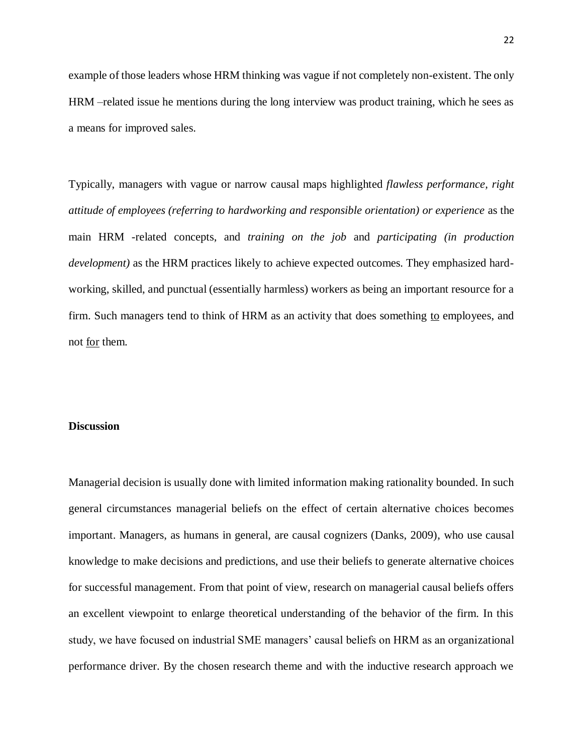example of those leaders whose HRM thinking was vague if not completely non-existent. The only HRM –related issue he mentions during the long interview was product training, which he sees as a means for improved sales.

Typically, managers with vague or narrow causal maps highlighted *flawless performance, right attitude of employees (referring to hardworking and responsible orientation) or experience* as the main HRM -related concepts, and *training on the job* and *participating (in production development)* as the HRM practices likely to achieve expected outcomes. They emphasized hard-working, skilled, and punctual (essentially harmless) workers as being an important resource for a firm. Such managers tend to think of HRM as an activity that does something <u>to</u> employees, and not <u>for</u> them.

**Discussion**

Managerial decision is usually done with limited information making rationality bounded. In such general circumstances managerial beliefs on the effect of certain alternative choices becomes important. Managers, as humans in general, are causal cognizers (Danks, 2009), who use causal knowledge to make decisions and predictions, and use their beliefs to generate alternative choices for successful management. From that point of view, research on managerial causal beliefs offers an excellent viewpoint to enlarge theoretical understanding of the behavior of the firm. In this study, we have focused on industrial SME managers' causal beliefs on HRM as an organizational performance driver. By the chosen research theme and with the inductive research approach we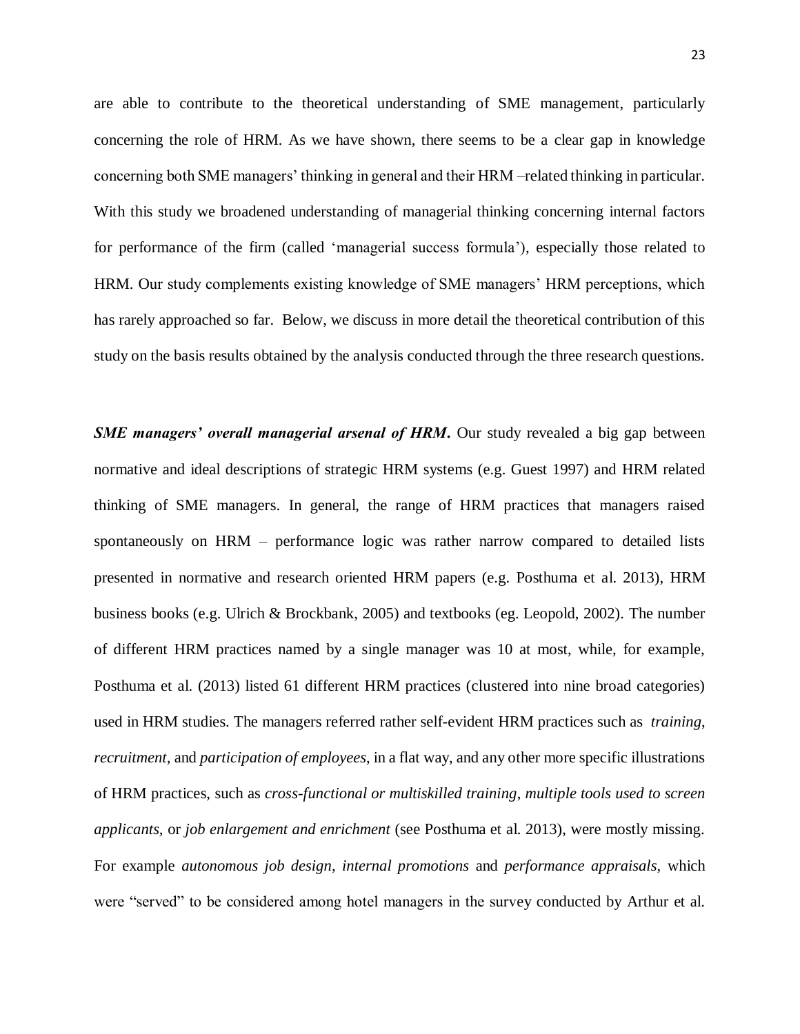are able to contribute to the theoretical understanding of SME management, particularly concerning the role of HRM. As we have shown, there seems to be a clear gap in knowledge concerning both SME managers' thinking in general and their HRM –related thinking in particular. With this study we broadened understanding of managerial thinking concerning internal factors for performance of the firm (called 'managerial success formula'), especially those related to HRM. Our study complements existing knowledge of SME managers' HRM perceptions, which has rarely approached so far. Below, we discuss in more detail the theoretical contribution of this study on the basis results obtained by the analysis conducted through the three research questions.

***SME managers' overall managerial arsenal of HRM*.** Our study revealed a big gap between normative and ideal descriptions of strategic HRM systems (e.g. Guest 1997) and HRM related thinking of SME managers. In general, the range of HRM practices that managers raised spontaneously on HRM – performance logic was rather narrow compared to detailed lists presented in normative and research oriented HRM papers (e.g. Posthuma et al. 2013), HRM business books (e.g. Ulrich & Brockbank, 2005) and textbooks (eg. Leopold, 2002). The number of different HRM practices named by a single manager was 10 at most, while, for example, Posthuma et al. (2013) listed 61 different HRM practices (clustered into nine broad categories) used in HRM studies. The managers referred rather self-evident HRM practices such as *training*, *recruitment,* and *participation of employees*, in a flat way, and any other more specific illustrations of HRM practices, such as *cross-functional or multiskilled training*, *multiple tools used to screen applicants,* or *job enlargement and enrichment* (see Posthuma et al. 2013), were mostly missing. For example *autonomous job design*, *internal promotions* and *performance appraisals*, which were "served" to be considered among hotel managers in the survey conducted by Arthur et al.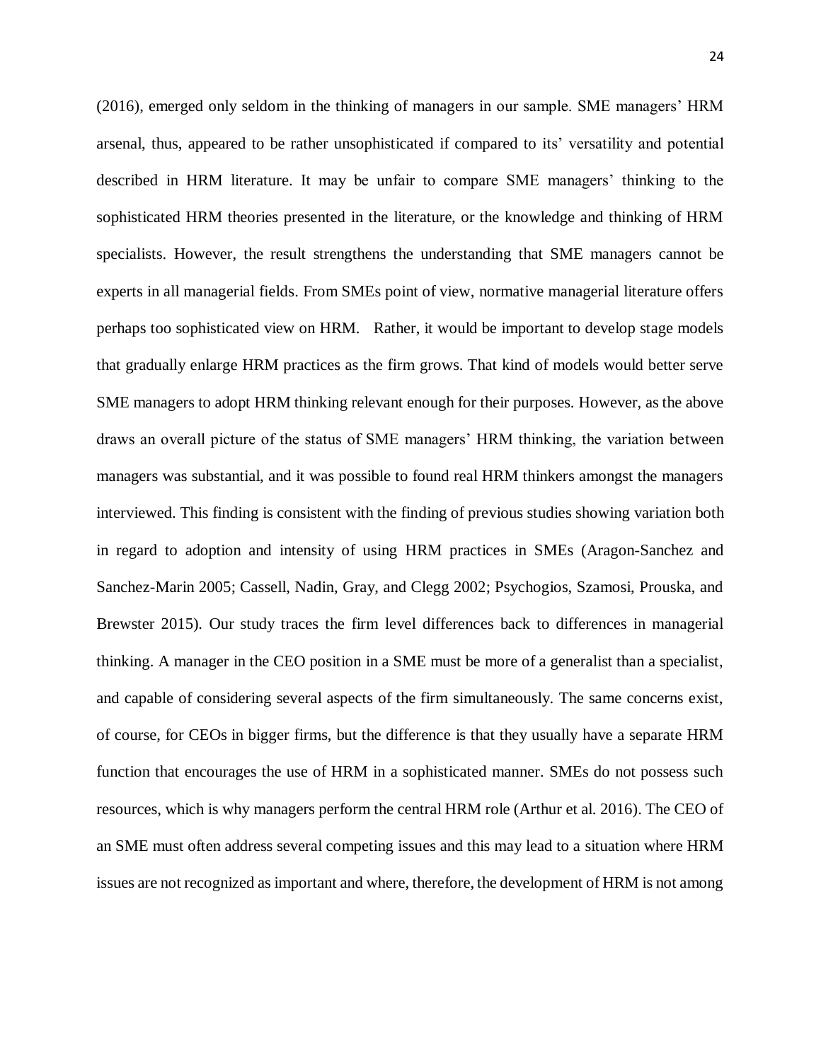(2016), emerged only seldom in the thinking of managers in our sample. SME managers' HRM arsenal, thus, appeared to be rather unsophisticated if compared to its' versatility and potential described in HRM literature. It may be unfair to compare SME managers' thinking to the sophisticated HRM theories presented in the literature, or the knowledge and thinking of HRM specialists. However, the result strengthens the understanding that SME managers cannot be experts in all managerial fields. From SMEs point of view, normative managerial literature offers perhaps too sophisticated view on HRM.  Rather, it would be important to develop stage models that gradually enlarge HRM practices as the firm grows. That kind of models would better serve SME managers to adopt HRM thinking relevant enough for their purposes. However, as the above draws an overall picture of the status of SME managers' HRM thinking, the variation between managers was substantial, and it was possible to found real HRM thinkers amongst the managers interviewed. This finding is consistent with the finding of previous studies showing variation both in regard to adoption and intensity of using HRM practices in SMEs (Aragon-Sanchez and Sanchez-Marin 2005; Cassell, Nadin, Gray, and Clegg 2002; Psychogios, Szamosi, Prouska, and Brewster 2015). Our study traces the firm level differences back to differences in managerial thinking. A manager in the CEO position in a SME must be more of a generalist than a specialist, and capable of considering several aspects of the firm simultaneously. The same concerns exist, of course, for CEOs in bigger firms, but the difference is that they usually have a separate HRM function that encourages the use of HRM in a sophisticated manner. SMEs do not possess such resources, which is why managers perform the central HRM role (Arthur et al. 2016). The CEO of an SME must often address several competing issues and this may lead to a situation where HRM issues are not recognized as important and where, therefore, the development of HRM is not among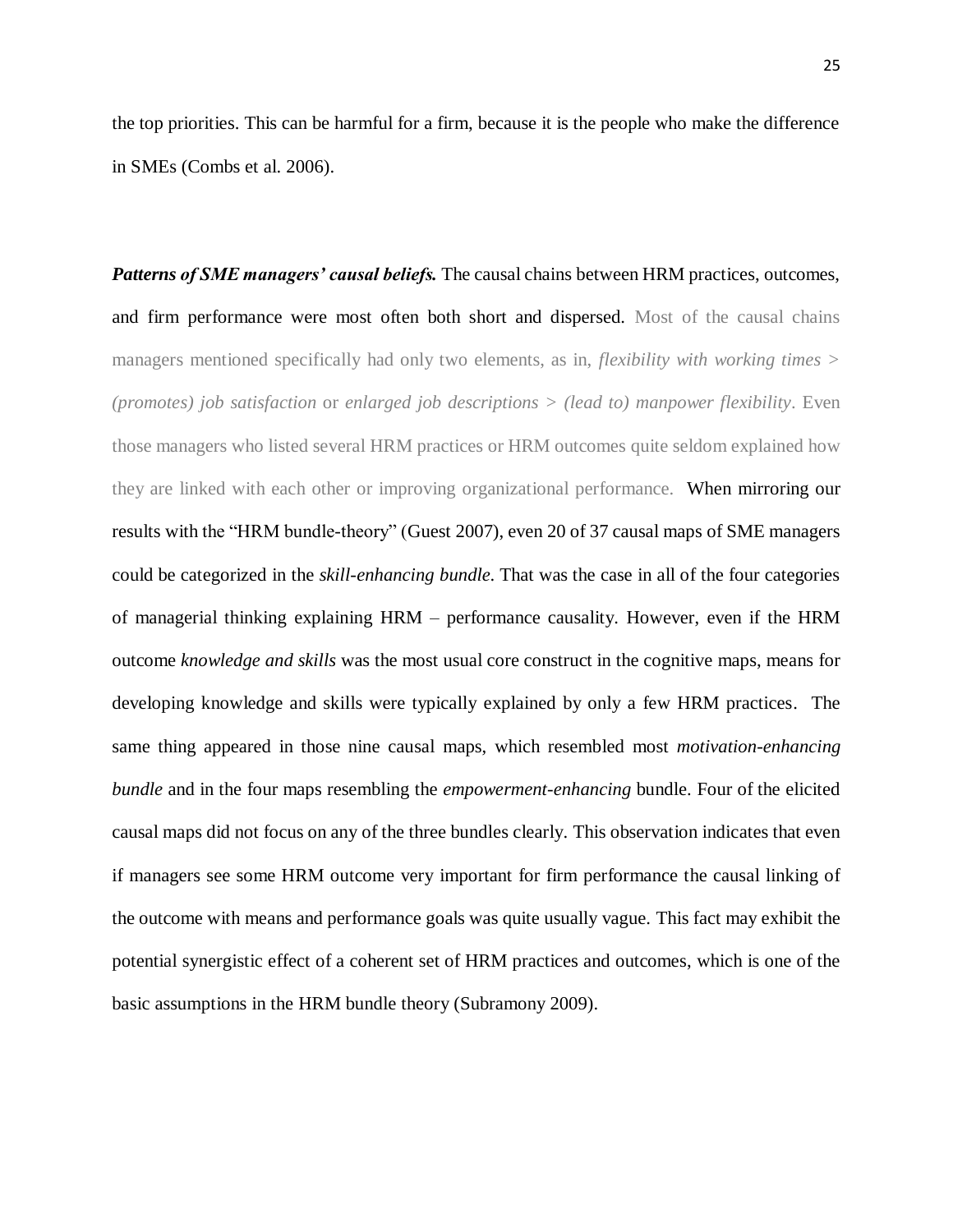the top priorities. This can be harmful for a firm, because it is the people who make the difference in SMEs (Combs et al. 2006).

***Patterns of SME managers' causal beliefs.*** The causal chains between HRM practices, outcomes, and firm performance were most often both short and dispersed. Most of the causal chains managers mentioned specifically had only two elements, as in, *flexibility with working times > (promotes) job satisfaction* or *enlarged job descriptions > (lead to) manpower flexibility*. Even those managers who listed several HRM practices or HRM outcomes quite seldom explained how they are linked with each other or improving organizational performance. When mirroring our results with the "HRM bundle-theory" (Guest 2007), even 20 of 37 causal maps of SME managers could be categorized in the *skill-enhancing bundle*. That was the case in all of the four categories of managerial thinking explaining HRM – performance causality. However, even if the HRM outcome *knowledge and skills* was the most usual core construct in the cognitive maps, means for developing knowledge and skills were typically explained by only a few HRM practices. The same thing appeared in those nine causal maps, which resembled most *motivation-enhancing bundle* and in the four maps resembling the *empowerment-enhancing* bundle. Four of the elicited causal maps did not focus on any of the three bundles clearly. This observation indicates that even if managers see some HRM outcome very important for firm performance the causal linking of the outcome with means and performance goals was quite usually vague. This fact may exhibit the potential synergistic effect of a coherent set of HRM practices and outcomes, which is one of the basic assumptions in the HRM bundle theory (Subramony 2009).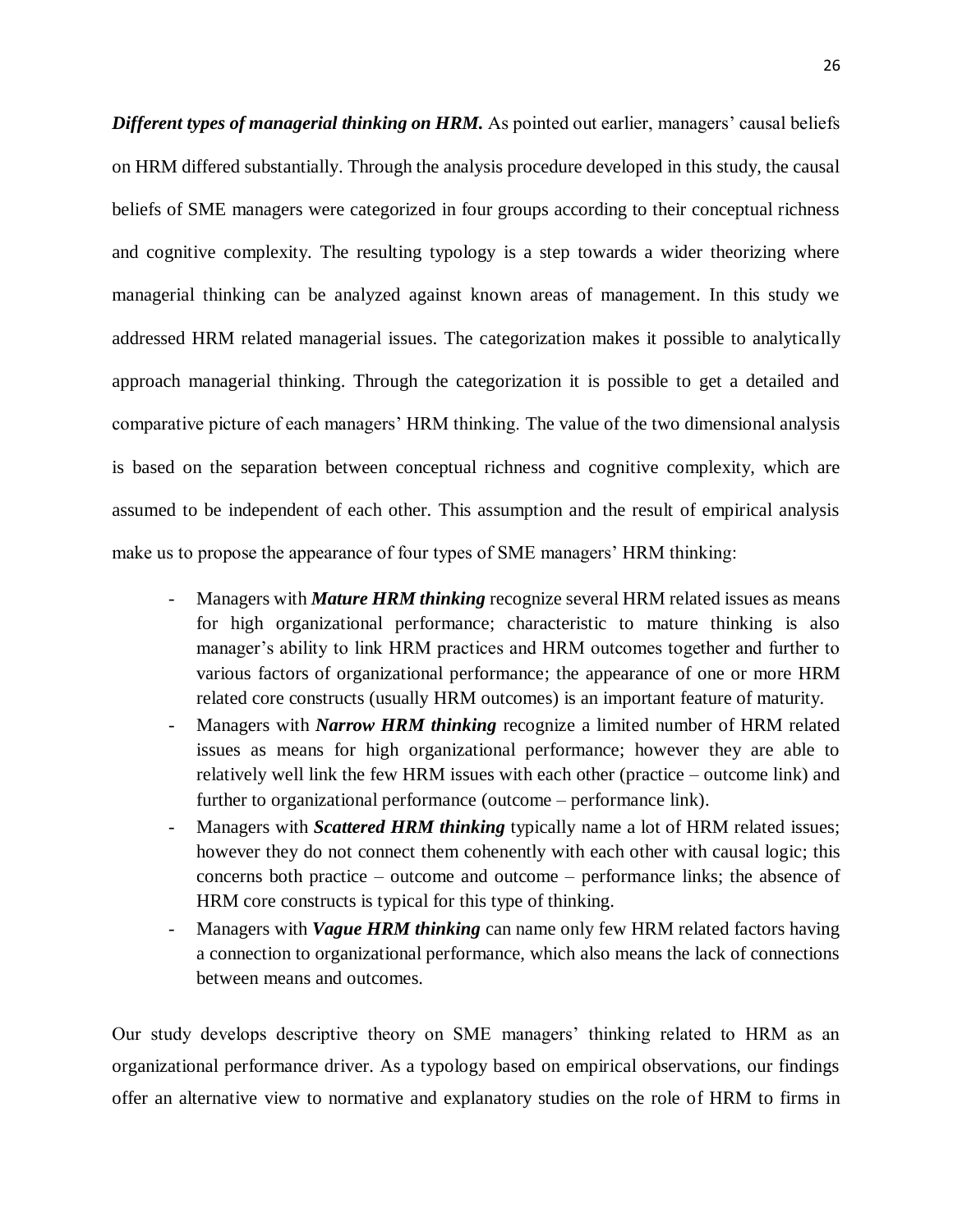***Different types of managerial thinking on HRM.*** As pointed out earlier, managers' causal beliefs on HRM differed substantially. Through the analysis procedure developed in this study, the causal beliefs of SME managers were categorized in four groups according to their conceptual richness and cognitive complexity. The resulting typology is a step towards a wider theorizing where managerial thinking can be analyzed against known areas of management. In this study we addressed HRM related managerial issues. The categorization makes it possible to analytically approach managerial thinking. Through the categorization it is possible to get a detailed and comparative picture of each managers' HRM thinking. The value of the two dimensional analysis is based on the separation between conceptual richness and cognitive complexity, which are assumed to be independent of each other. This assumption and the result of empirical analysis make us to propose the appearance of four types of SME managers' HRM thinking:

- Managers with ***Mature HRM thinking*** recognize several HRM related issues as means for high organizational performance; characteristic to mature thinking is also manager's ability to link HRM practices and HRM outcomes together and further to various factors of organizational performance; the appearance of one or more HRM related core constructs (usually HRM outcomes) is an important feature of maturity.
- Managers with ***Narrow HRM thinking*** recognize a limited number of HRM related issues as means for high organizational performance; however they are able to relatively well link the few HRM issues with each other (practice – outcome link) and further to organizational performance (outcome – performance link).
- Managers with ***Scattered HRM thinking*** typically name a lot of HRM related issues; however they do not connect them cohenently with each other with causal logic; this concerns both practice – outcome and outcome – performance links; the absence of HRM core constructs is typical for this type of thinking.
- Managers with ***Vague HRM thinking*** can name only few HRM related factors having a connection to organizational performance, which also means the lack of connections between means and outcomes.

Our study develops descriptive theory on SME managers' thinking related to HRM as an organizational performance driver. As a typology based on empirical observations, our findings offer an alternative view to normative and explanatory studies on the role of HRM to firms in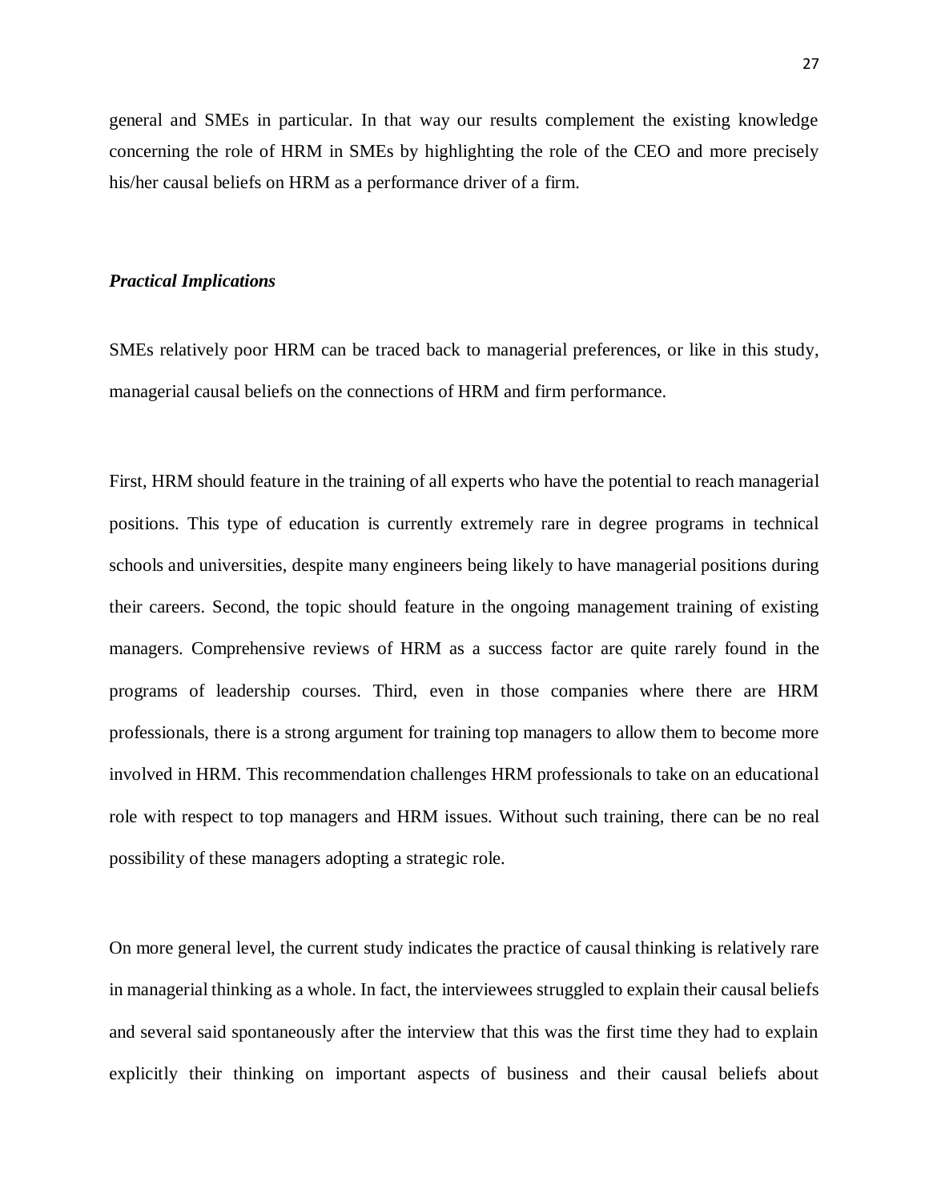general and SMEs in particular. In that way our results complement the existing knowledge concerning the role of HRM in SMEs by highlighting the role of the CEO and more precisely his/her causal beliefs on HRM as a performance driver of a firm.

### *Practical Implications*

SMEs relatively poor HRM can be traced back to managerial preferences, or like in this study, managerial causal beliefs on the connections of HRM and firm performance.

First, HRM should feature in the training of all experts who have the potential to reach managerial positions. This type of education is currently extremely rare in degree programs in technical schools and universities, despite many engineers being likely to have managerial positions during their careers. Second, the topic should feature in the ongoing management training of existing managers. Comprehensive reviews of HRM as a success factor are quite rarely found in the programs of leadership courses. Third, even in those companies where there are HRM professionals, there is a strong argument for training top managers to allow them to become more involved in HRM. This recommendation challenges HRM professionals to take on an educational role with respect to top managers and HRM issues. Without such training, there can be no real possibility of these managers adopting a strategic role.

On more general level, the current study indicates the practice of causal thinking is relatively rare in managerial thinking as a whole. In fact, the interviewees struggled to explain their causal beliefs and several said spontaneously after the interview that this was the first time they had to explain explicitly their thinking on important aspects of business and their causal beliefs about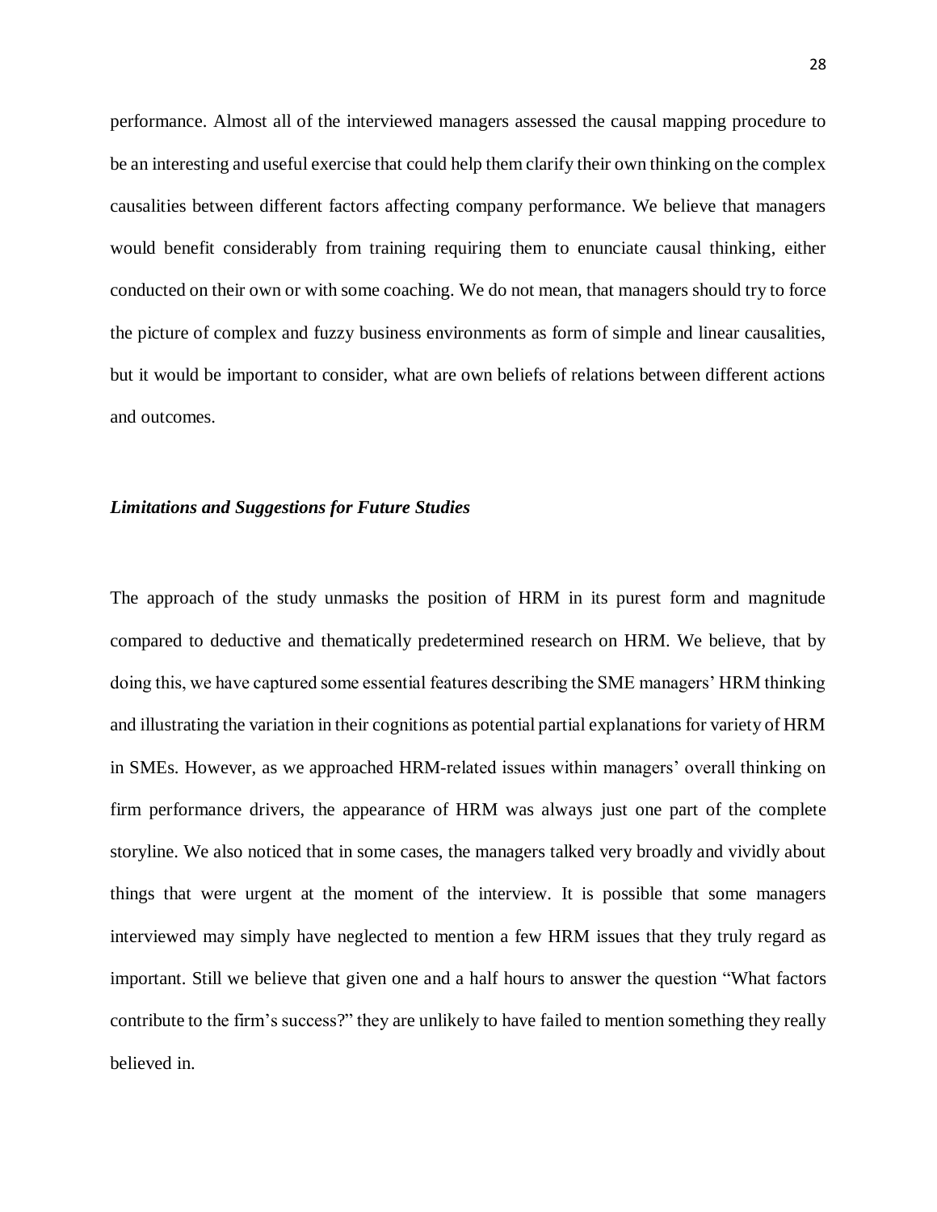performance. Almost all of the interviewed managers assessed the causal mapping procedure to be an interesting and useful exercise that could help them clarify their own thinking on the complex causalities between different factors affecting company performance. We believe that managers would benefit considerably from training requiring them to enunciate causal thinking, either conducted on their own or with some coaching. We do not mean, that managers should try to force the picture of complex and fuzzy business environments as form of simple and linear causalities, but it would be important to consider, what are own beliefs of relations between different actions and outcomes.

### ***Limitations and Suggestions for Future Studies***

The approach of the study unmasks the position of HRM in its purest form and magnitude compared to deductive and thematically predetermined research on HRM. We believe, that by doing this, we have captured some essential features describing the SME managers' HRM thinking and illustrating the variation in their cognitions as potential partial explanations for variety of HRM in SMEs. However, as we approached HRM-related issues within managers' overall thinking on firm performance drivers, the appearance of HRM was always just one part of the complete storyline. We also noticed that in some cases, the managers talked very broadly and vividly about things that were urgent at the moment of the interview. It is possible that some managers interviewed may simply have neglected to mention a few HRM issues that they truly regard as important. Still we believe that given one and a half hours to answer the question "What factors contribute to the firm's success?" they are unlikely to have failed to mention something they really believed in.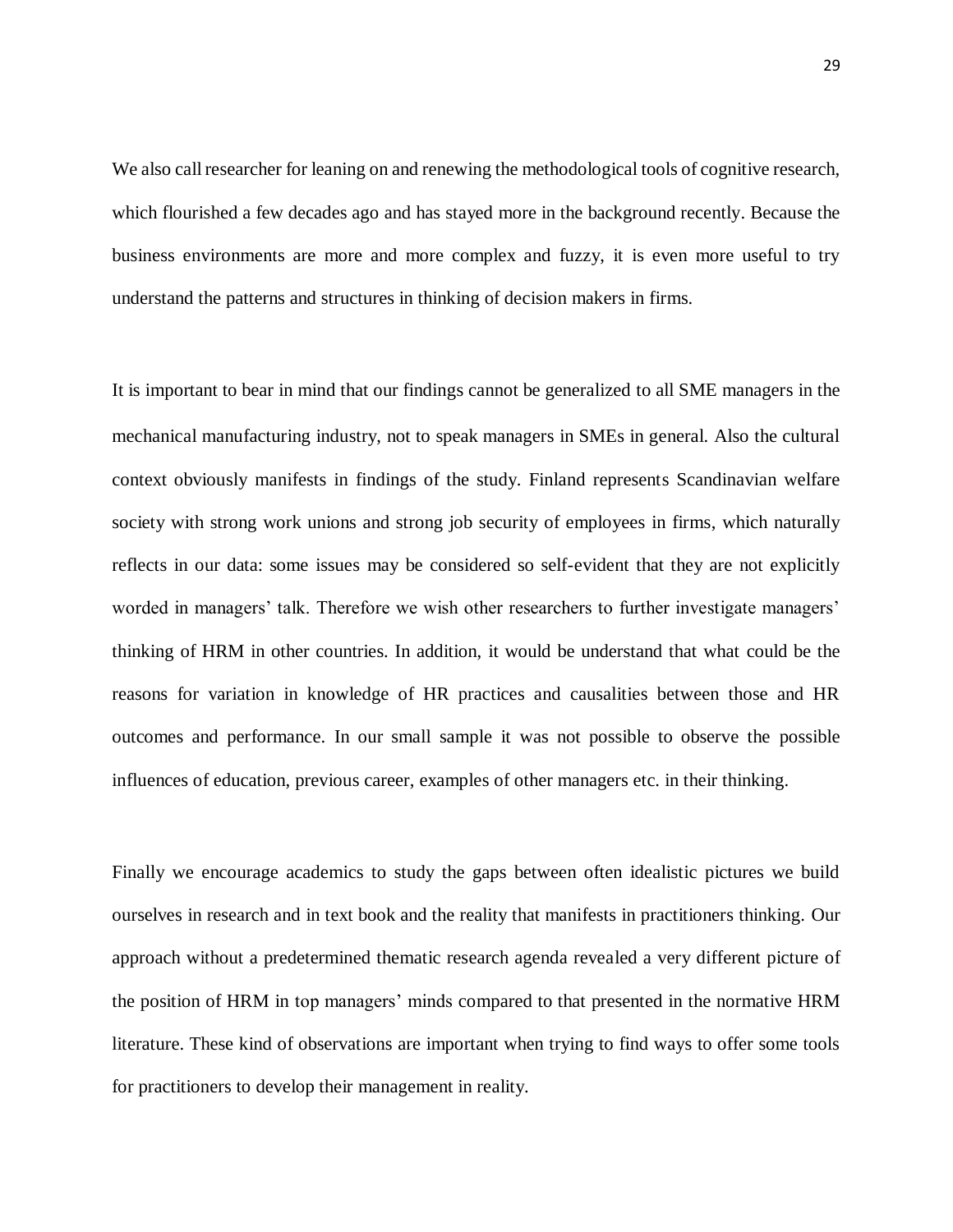We also call researcher for leaning on and renewing the methodological tools of cognitive research, which flourished a few decades ago and has stayed more in the background recently. Because the business environments are more and more complex and fuzzy, it is even more useful to try understand the patterns and structures in thinking of decision makers in firms.

It is important to bear in mind that our findings cannot be generalized to all SME managers in the mechanical manufacturing industry, not to speak managers in SMEs in general. Also the cultural context obviously manifests in findings of the study. Finland represents Scandinavian welfare society with strong work unions and strong job security of employees in firms, which naturally reflects in our data: some issues may be considered so self-evident that they are not explicitly worded in managers' talk. Therefore we wish other researchers to further investigate managers' thinking of HRM in other countries. In addition, it would be understand that what could be the reasons for variation in knowledge of HR practices and causalities between those and HR outcomes and performance. In our small sample it was not possible to observe the possible influences of education, previous career, examples of other managers etc. in their thinking.

Finally we encourage academics to study the gaps between often idealistic pictures we build ourselves in research and in text book and the reality that manifests in practitioners thinking. Our approach without a predetermined thematic research agenda revealed a very different picture of the position of HRM in top managers' minds compared to that presented in the normative HRM literature. These kind of observations are important when trying to find ways to offer some tools for practitioners to develop their management in reality.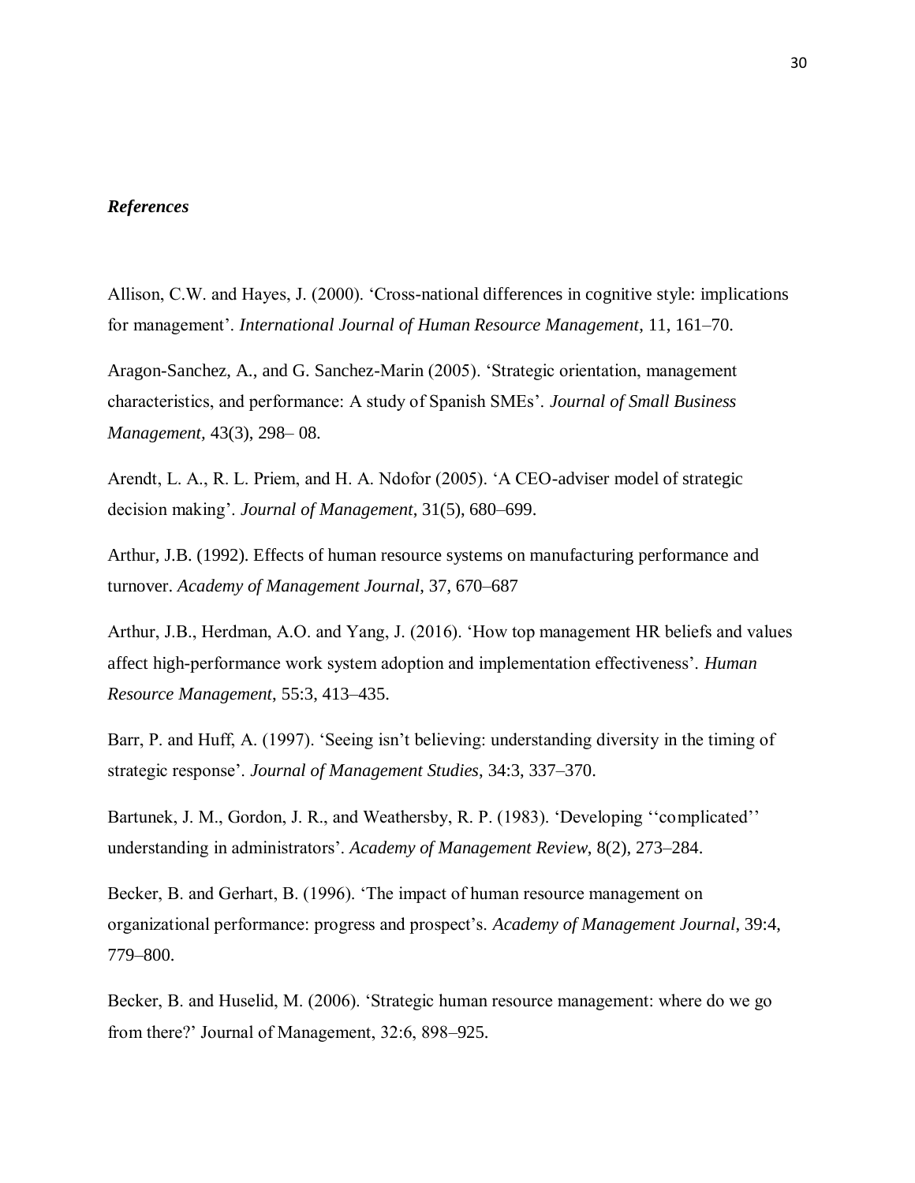### ***References***

Allison, C.W. and Hayes, J. (2000). 'Cross-national differences in cognitive style: implications for management'. *International Journal of Human Resource Management*, 11, 161–70.

Aragon-Sanchez, A., and G. Sanchez-Marin (2005). 'Strategic orientation, management characteristics, and performance: A study of Spanish SMEs'. *Journal of Small Business Management*, 43(3), 298– 08.

Arendt, L. A., R. L. Priem, and H. A. Ndofor (2005). 'A CEO-adviser model of strategic decision making'. *Journal of Management*, 31(5), 680–699.

Arthur, J.B. (1992). Effects of human resource systems on manufacturing performance and turnover. *Academy of Management Journal*, 37, 670–687

Arthur, J.B., Herdman, A.O. and Yang, J. (2016). 'How top management HR beliefs and values affect high-performance work system adoption and implementation effectiveness'. *Human Resource Management*, 55:3, 413–435.

Barr, P. and Huff, A. (1997). 'Seeing isn't believing: understanding diversity in the timing of strategic response'. *Journal of Management Studies*, 34:3, 337–370.

Bartunek, J. M., Gordon, J. R., and Weathersby, R. P. (1983). 'Developing ''complicated'' understanding in administrators'. *Academy of Management Review*, 8(2), 273–284.

Becker, B. and Gerhart, B. (1996). 'The impact of human resource management on organizational performance: progress and prospect's. *Academy of Management Journal*, 39:4, 779–800.

Becker, B. and Huselid, M. (2006). 'Strategic human resource management: where do we go from there?' Journal of Management, 32:6, 898–925.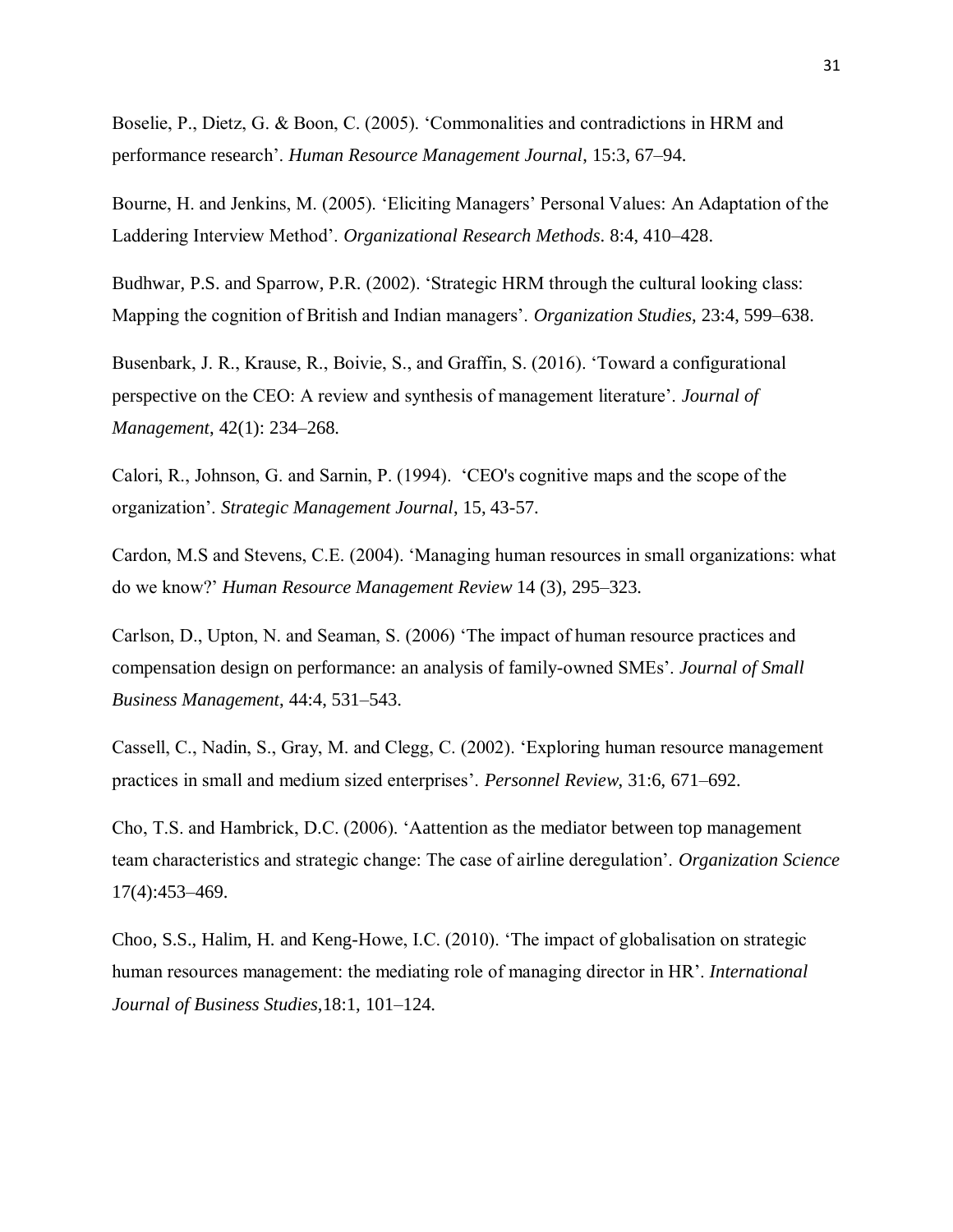Boselie, P., Dietz, G. & Boon, C. (2005). 'Commonalities and contradictions in HRM and performance research'. *Human Resource Management Journal*, 15:3, 67–94.

Bourne, H. and Jenkins, M. (2005). 'Eliciting Managers' Personal Values: An Adaptation of the Laddering Interview Method'. *Organizational Research Methods*. 8:4, 410–428.

Budhwar, P.S. and Sparrow, P.R. (2002). 'Strategic HRM through the cultural looking class: Mapping the cognition of British and Indian managers'. *Organization Studies*, 23:4, 599–638.

Busenbark, J. R., Krause, R., Boivie, S., and Graffin, S. (2016). 'Toward a configurational perspective on the CEO: A review and synthesis of management literature'. *Journal of Management*, 42(1): 234–268.

Calori, R., Johnson, G. and Sarnin, P. (1994). 'CEO's cognitive maps and the scope of the organization'. *Strategic Management Journal*, 15, 43-57.

Cardon, M.S and Stevens, C.E. (2004). 'Managing human resources in small organizations: what do we know?' *Human Resource Management Review* 14 (3), 295–323.

Carlson, D., Upton, N. and Seaman, S. (2006) 'The impact of human resource practices and compensation design on performance: an analysis of family-owned SMEs'. *Journal of Small Business Management*, 44:4, 531–543.

Cassell, C., Nadin, S., Gray, M. and Clegg, C. (2002). 'Exploring human resource management practices in small and medium sized enterprises'. *Personnel Review*, 31:6, 671–692.

Cho, T.S. and Hambrick, D.C. (2006). 'Aattention as the mediator between top management team characteristics and strategic change: The case of airline deregulation'. *Organization Science* 17(4):453–469.

Choo, S.S., Halim, H. and Keng-Howe, I.C. (2010). 'The impact of globalisation on strategic human resources management: the mediating role of managing director in HR'. *International Journal of Business Studies*,18:1, 101–124.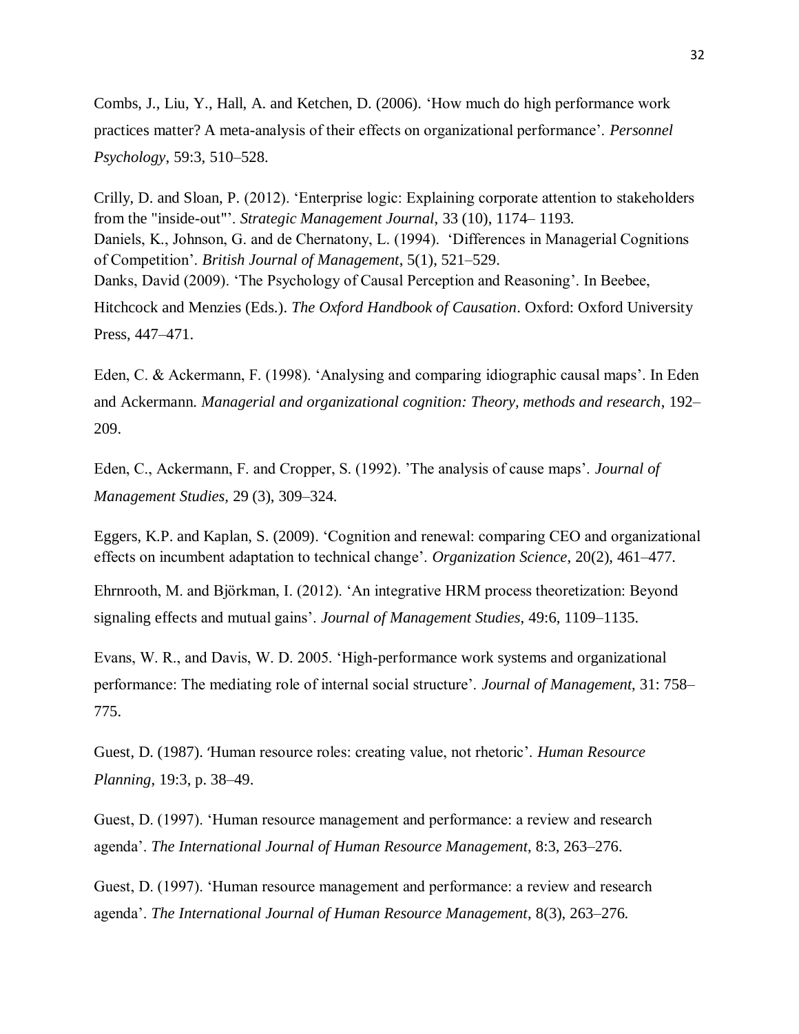Combs, J., Liu, Y., Hall, A. and Ketchen, D. (2006). 'How much do high performance work practices matter? A meta-analysis of their effects on organizational performance'. *Personnel Psychology*, 59:3, 510–528.

Crilly, D. and Sloan, P. (2012). 'Enterprise logic: Explaining corporate attention to stakeholders from the "inside-out"'. *Strategic Management Journal*, 33 (10), 1174– 1193.

Daniels, K., Johnson, G. and de Chernatony, L. (1994). 'Differences in Managerial Cognitions of Competition'. *British Journal of Management*, 5(1), 521–529.

Danks, David (2009). 'The Psychology of Causal Perception and Reasoning'. In Beebee, Hitchcock and Menzies (Eds.). *The Oxford Handbook of Causation*. Oxford: Oxford University Press, 447–471.

Eden, C. & Ackermann, F. (1998). 'Analysing and comparing idiographic causal maps'. In Eden and Ackermann. *Managerial and organizational cognition: Theory, methods and research*, 192–209.

Eden, C., Ackermann, F. and Cropper, S. (1992). 'The analysis of cause maps'. *Journal of Management Studies,* 29 (3), 309–324.

Eggers, K.P. and Kaplan, S. (2009). 'Cognition and renewal: comparing CEO and organizational effects on incumbent adaptation to technical change'. *Organization Science*, 20(2), 461–477.

Ehrnrooth, M. and Björkman, I. (2012). 'An integrative HRM process theoretization: Beyond signaling effects and mutual gains'. *Journal of Management Studies*, 49:6, 1109–1135.

Evans, W. R., and Davis, W. D. 2005. 'High-performance work systems and organizational performance: The mediating role of internal social structure'. *Journal of Management*, 31: 758–775.

Guest, D. (1987). 'Human resource roles: creating value, not rhetoric'. *Human Resource Planning*, 19:3, p. 38–49.

Guest, D. (1997). 'Human resource management and performance: a review and research agenda'. *The International Journal of Human Resource Management*, 8:3, 263–276.

Guest, D. (1997). 'Human resource management and performance: a review and research agenda'. *The International Journal of Human Resource Management*, 8(3), 263–276.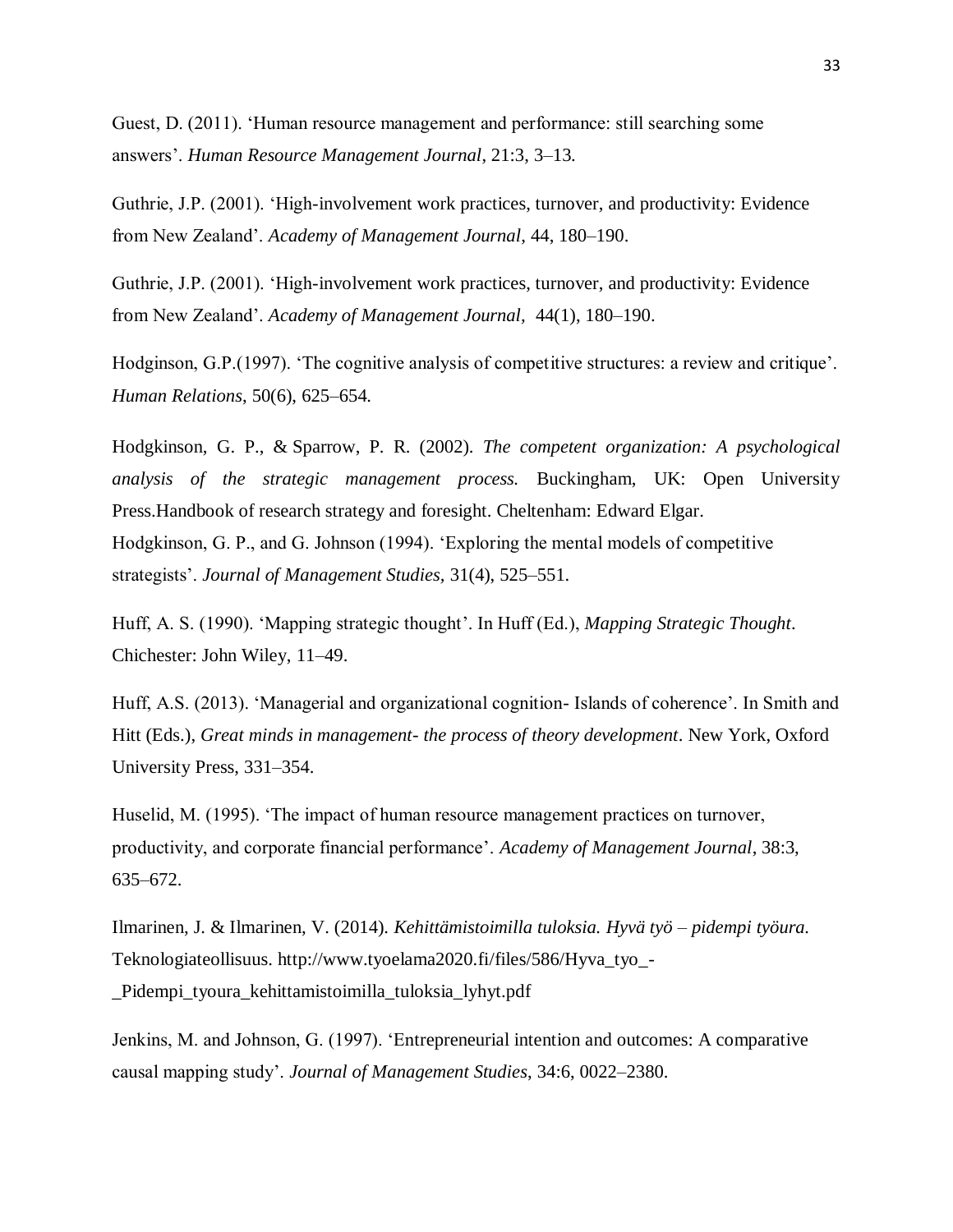Guest, D. (2011). 'Human resource management and performance: still searching some answers'. *Human Resource Management Journal*, 21:3, 3–13.

Guthrie, J.P. (2001). 'High-involvement work practices, turnover, and productivity: Evidence from New Zealand'. *Academy of Management Journal*, 44, 180–190.

Guthrie, J.P. (2001). 'High-involvement work practices, turnover, and productivity: Evidence from New Zealand'. *Academy of Management Journal*, 44(1), 180–190.

Hodginson, G.P.(1997). 'The cognitive analysis of competitive structures: a review and critique'. *Human Relations*, 50(6), 625–654.

Hodgkinson, G. P., & Sparrow, P. R. (2002). *The competent organization: A psychological analysis of the strategic management process.* Buckingham, UK: Open University Press.Handbook of research strategy and foresight. Cheltenham: Edward Elgar.
Hodgkinson, G. P., and G. Johnson (1994). 'Exploring the mental models of competitive strategists'. *Journal of Management Studies*, 31(4), 525–551.

Huff, A. S. (1990). 'Mapping strategic thought'. In Huff (Ed.), *Mapping Strategic Thought*. Chichester: John Wiley, 11–49.

Huff, A.S. (2013). 'Managerial and organizational cognition- Islands of coherence'. In Smith and Hitt (Eds.), *Great minds in management- the process of theory development*. New York, Oxford University Press, 331–354.

Huselid, M. (1995). 'The impact of human resource management practices on turnover, productivity, and corporate financial performance'. *Academy of Management Journal*, 38:3, 635–672.

Ilmarinen, J. & Ilmarinen, V. (2014). *Kehittämistoimilla tuloksia. Hyvä työ – pidempi työura.* Teknologiateollisuus. http://www.tyoelama2020.fi/files/586/Hyva_tyo_-_Pidempi_tyoura_kehittamistoimilla_tuloksia_lyhyt.pdf

Jenkins, M. and Johnson, G. (1997). 'Entrepreneurial intention and outcomes: A comparative causal mapping study'. *Journal of Management Studies*, 34:6, 0022–2380.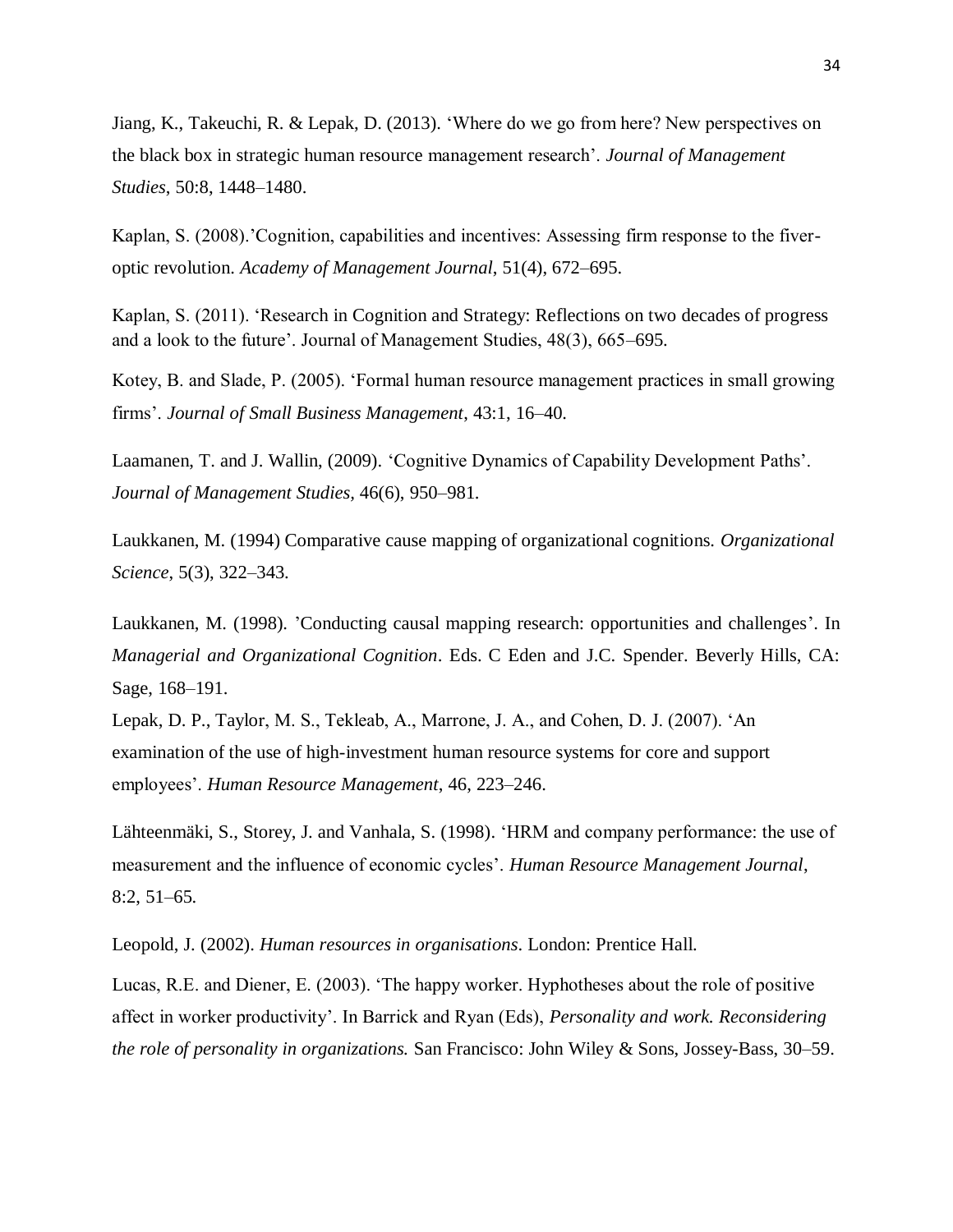Jiang, K., Takeuchi, R. & Lepak, D. (2013). 'Where do we go from here? New perspectives on the black box in strategic human resource management research'. *Journal of Management Studies*, 50:8, 1448–1480.

Kaplan, S. (2008).'Cognition, capabilities and incentives: Assessing firm response to the fiver-optic revolution. *Academy of Management Journal,* 51(4), 672–695.

Kaplan, S. (2011). 'Research in Cognition and Strategy: Reflections on two decades of progress and a look to the future'. Journal of Management Studies, 48(3), 665–695.

Kotey, B. and Slade, P. (2005). 'Formal human resource management practices in small growing firms'. *Journal of Small Business Management*, 43:1, 16–40.

Laamanen, T. and J. Wallin, (2009). 'Cognitive Dynamics of Capability Development Paths'. *Journal of Management Studies,* 46(6), 950–981.

Laukkanen, M. (1994) Comparative cause mapping of organizational cognitions. *Organizational Science*, 5(3), 322–343.

Laukkanen, M. (1998). 'Conducting causal mapping research: opportunities and challenges'. In *Managerial and Organizational Cognition*. Eds. C Eden and J.C. Spender. Beverly Hills, CA: Sage, 168–191.

Lepak, D. P., Taylor, M. S., Tekleab, A., Marrone, J. A., and Cohen, D. J. (2007). 'An examination of the use of high-investment human resource systems for core and support employees'. *Human Resource Management*, 46, 223–246.

Lähteenmäki, S., Storey, J. and Vanhala, S. (1998). 'HRM and company performance: the use of measurement and the influence of economic cycles'. *Human Resource Management Journal*, 8:2, 51–65.

Leopold, J. (2002). *Human resources in organisations*. London: Prentice Hall.

Lucas, R.E. and Diener, E. (2003). 'The happy worker. Hyphotheses about the role of positive affect in worker productivity'. In Barrick and Ryan (Eds), *Personality and work. Reconsidering the role of personality in organizations.* San Francisco: John Wiley & Sons, Jossey-Bass, 30–59.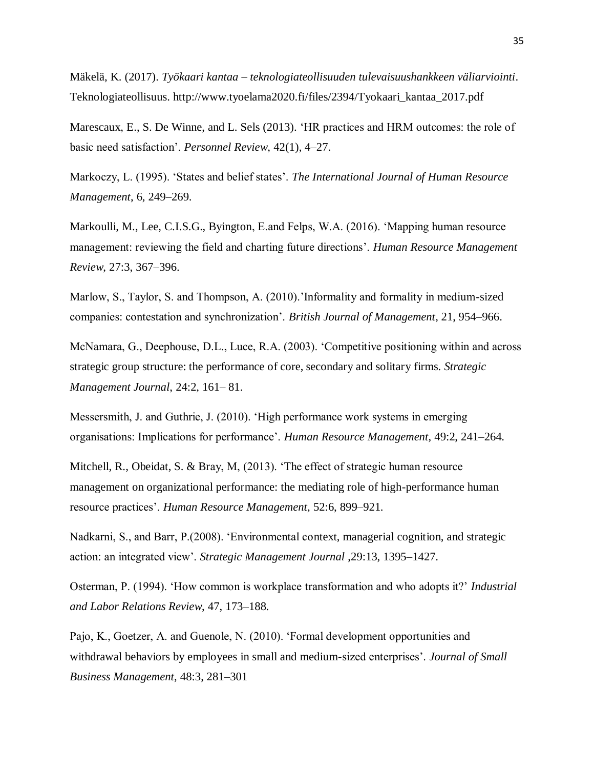Mäkelä, K. (2017). *Työkaari kantaa – teknologiateollisuuden tulevaisuushankkeen väliarviointi*. Teknologiateollisuus. http://www.tyoelama2020.fi/files/2394/Tyokaari_kantaa_2017.pdf

Marescaux, E., S. De Winne, and L. Sels (2013). 'HR practices and HRM outcomes: the role of basic need satisfaction'. *Personnel Review,* 42(1), 4–27.

Markoczy, L. (1995). 'States and belief states'. *The International Journal of Human Resource Management*, 6, 249–269.

Markoulli, M., Lee, C.I.S.G., Byington, E.and Felps, W.A. (2016). 'Mapping human resource management: reviewing the field and charting future directions'. *Human Resource Management Review*, 27:3, 367–396.

Marlow, S., Taylor, S. and Thompson, A. (2010).'Informality and formality in medium-sized companies: contestation and synchronization'. *British Journal of Management*, 21, 954–966.

McNamara, G., Deephouse, D.L., Luce, R.A. (2003). 'Competitive positioning within and across strategic group structure: the performance of core, secondary and solitary firms. *Strategic Management Journal*, 24:2, 161– 81.

Messersmith, J. and Guthrie, J. (2010). 'High performance work systems in emerging organisations: Implications for performance'. *Human Resource Management*, 49:2, 241–264.

Mitchell, R., Obeidat, S. & Bray, M, (2013). 'The effect of strategic human resource management on organizational performance: the mediating role of high-performance human resource practices'. *Human Resource Management*, 52:6, 899–921.

Nadkarni, S., and Barr, P.(2008). 'Environmental context, managerial cognition, and strategic action: an integrated view'. *Strategic Management Journal* ,29:13, 1395–1427.

Osterman, P. (1994). 'How common is workplace transformation and who adopts it?' *Industrial and Labor Relations Review*, 47, 173–188.

Pajo, K., Goetzer, A. and Guenole, N. (2010). 'Formal development opportunities and withdrawal behaviors by employees in small and medium-sized enterprises'. *Journal of Small Business Management*, 48:3, 281–301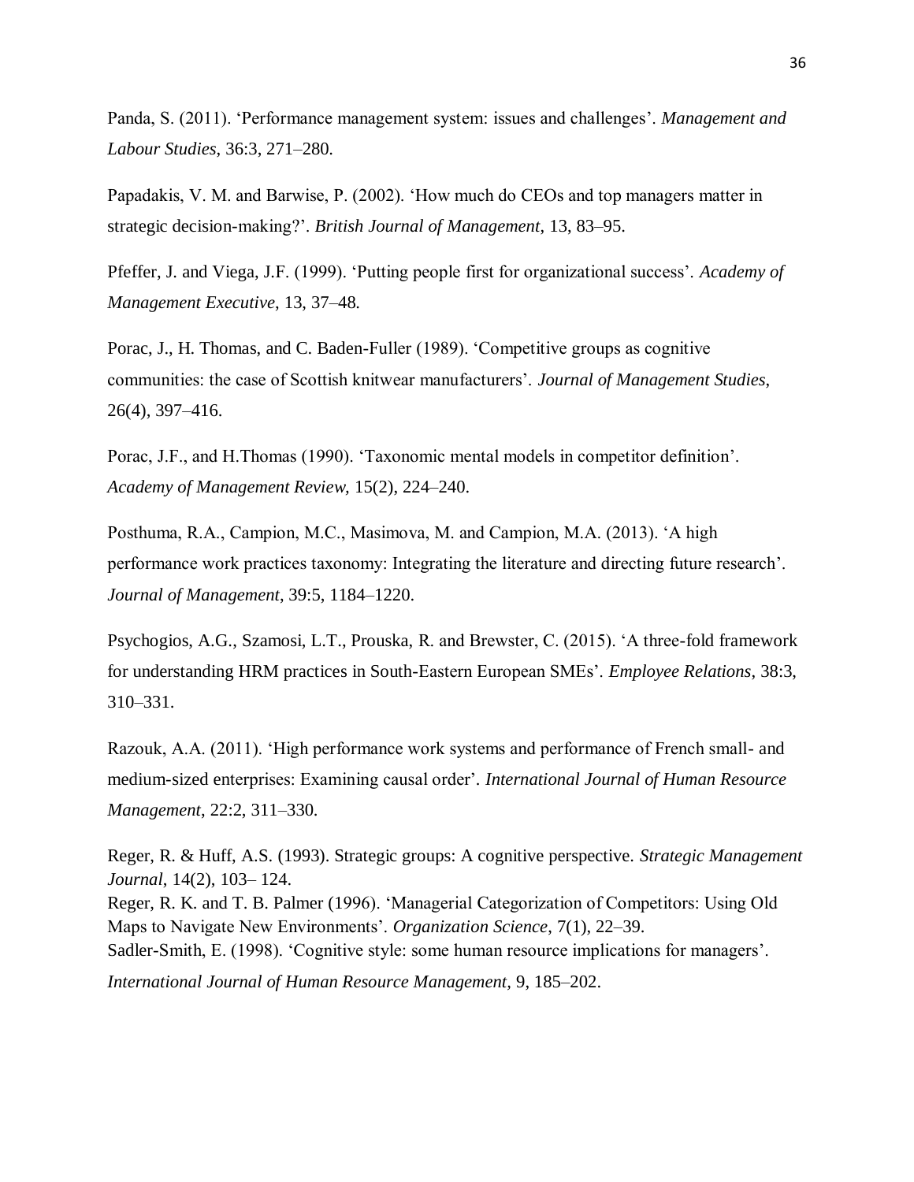Panda, S. (2011). 'Performance management system: issues and challenges'. *Management and Labour Studies*, 36:3, 271–280.

Papadakis, V. M. and Barwise, P. (2002). 'How much do CEOs and top managers matter in strategic decision-making?'. *British Journal of Management*, 13, 83–95.

Pfeffer, J. and Viega, J.F. (1999). 'Putting people first for organizational success'. *Academy of Management Executive*, 13, 37–48.

Porac, J., H. Thomas, and C. Baden-Fuller (1989). 'Competitive groups as cognitive communities: the case of Scottish knitwear manufacturers'. *Journal of Management Studies*, 26(4), 397–416.

Porac, J.F., and H.Thomas (1990). 'Taxonomic mental models in competitor definition'. *Academy of Management Review*, 15(2), 224–240.

Posthuma, R.A., Campion, M.C., Masimova, M. and Campion, M.A. (2013). 'A high performance work practices taxonomy: Integrating the literature and directing future research'. *Journal of Management*, 39:5, 1184–1220.

Psychogios, A.G., Szamosi, L.T., Prouska, R. and Brewster, C. (2015). 'A three-fold framework for understanding HRM practices in South-Eastern European SMEs'. *Employee Relations*, 38:3, 310–331.

Razouk, A.A. (2011). 'High performance work systems and performance of French small- and medium-sized enterprises: Examining causal order'. *International Journal of Human Resource Management*, 22:2, 311–330.

Reger, R. & Huff, A.S. (1993). Strategic groups: A cognitive perspective. *Strategic Management Journal*, 14(2), 103– 124.

Reger, R. K. and T. B. Palmer (1996). 'Managerial Categorization of Competitors: Using Old Maps to Navigate New Environments'. *Organization Science*, 7(1), 22–39.

Sadler-Smith, E. (1998). 'Cognitive style: some human resource implications for managers'. *International Journal of Human Resource Management*, 9, 185–202.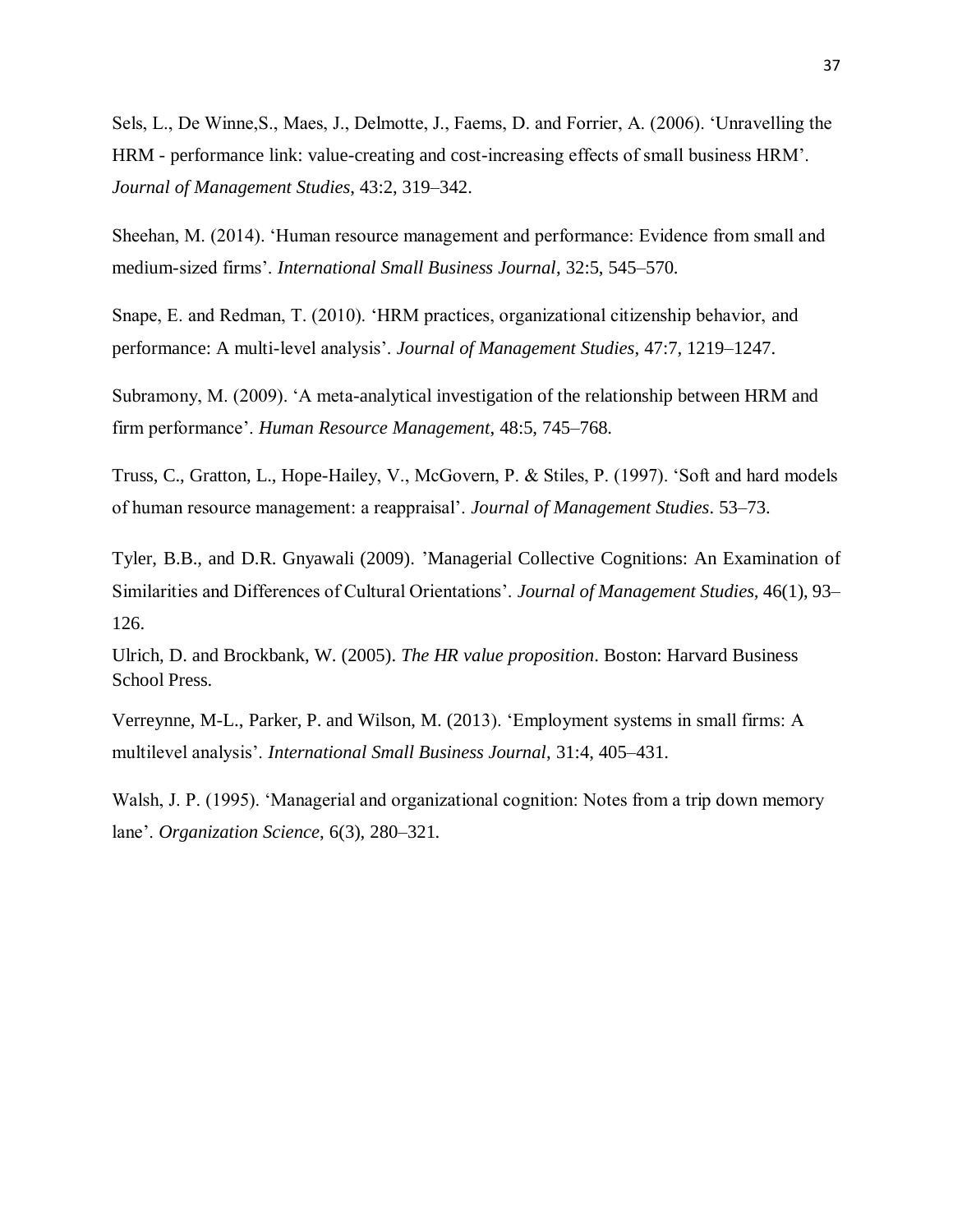Sels, L., De Winne,S., Maes, J., Delmotte, J., Faems, D. and Forrier, A. (2006). ‘Unravelling the HRM - performance link: value-creating and cost-increasing effects of small business HRM’. *Journal of Management Studies*, 43:2, 319–342.

Sheehan, M. (2014). ‘Human resource management and performance: Evidence from small and medium-sized firms’. *International Small Business Journal*, 32:5, 545–570.

Snape, E. and Redman, T. (2010). ‘HRM practices, organizational citizenship behavior, and performance: A multi-level analysis’. *Journal of Management Studies*, 47:7, 1219–1247.

Subramony, M. (2009). ‘A meta-analytical investigation of the relationship between HRM and firm performance’. *Human Resource Management*, 48:5, 745–768.

Truss, C., Gratton, L., Hope-Hailey, V., McGovern, P. & Stiles, P. (1997). ‘Soft and hard models of human resource management: a reappraisal’. *Journal of Management Studies*. 53–73.

Tyler, B.B., and D.R. Gnyawali (2009). ’Managerial Collective Cognitions: An Examination of Similarities and Differences of Cultural Orientations’. *Journal of Management Studies,* 46(1), 93–126.

Ulrich, D. and Brockbank, W. (2005). *The HR value proposition*. Boston: Harvard Business School Press.

Verreynne, M-L., Parker, P. and Wilson, M. (2013). ‘Employment systems in small firms: A multilevel analysis’. *International Small Business Journal*, 31:4, 405–431.

Walsh, J. P. (1995). ‘Managerial and organizational cognition: Notes from a trip down memory lane’. *Organization Science*, 6(3), 280–321.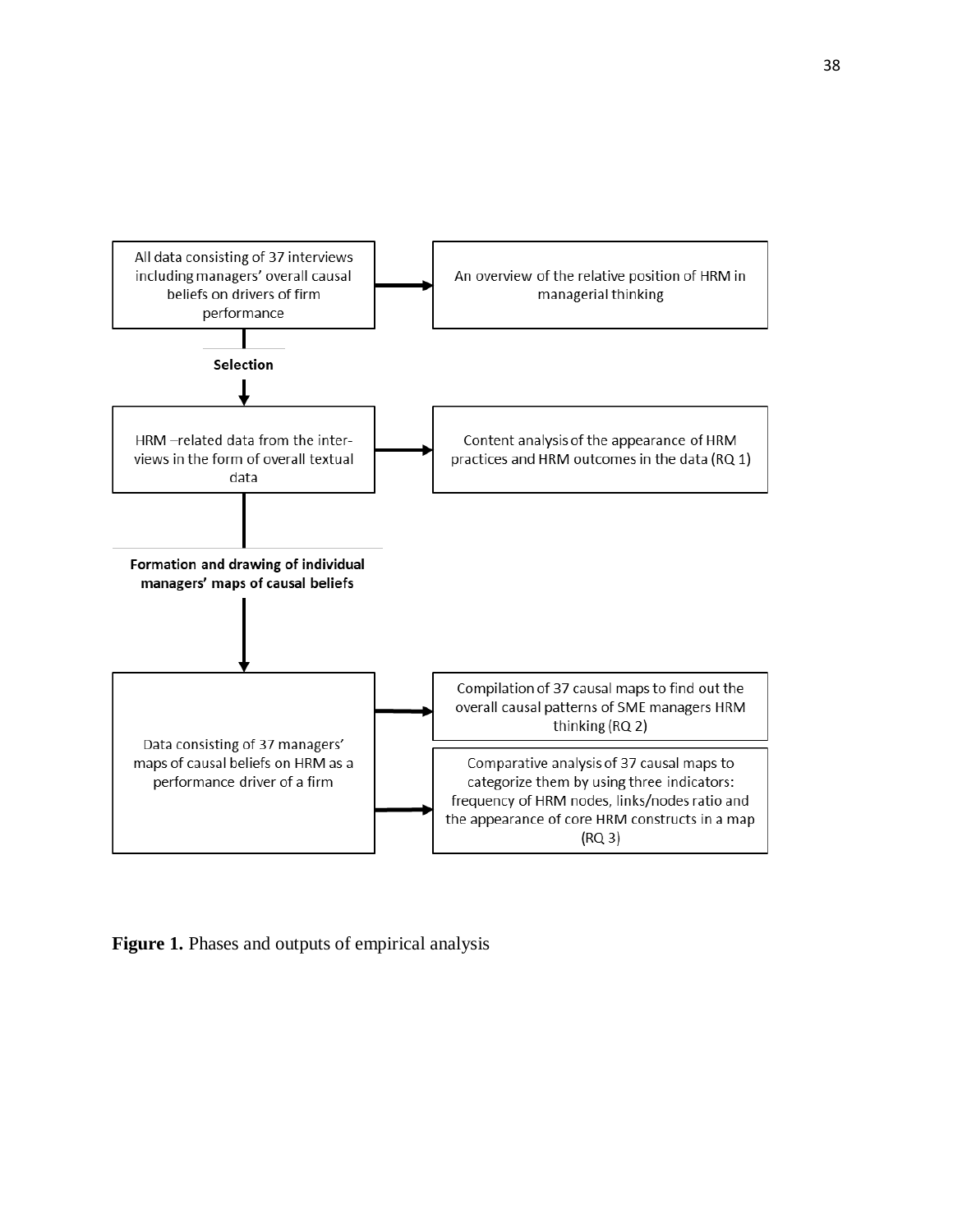All data consisting of 37 interviews including managers' overall causal beliefs on drivers of firm performance

An overview of the relative position of HRM in managerial thinking

**Selection**

HRM –related data from the interviews in the form of overall textual data

Content analysis of the appearance of HRM practices and HRM outcomes in the data (RQ 1)

**Formation and drawing of individual managers' maps of causal beliefs**

Data consisting of 37 managers' maps of causal beliefs on HRM as a performance driver of a firm

Compilation of 37 causal maps to find out the overall causal patterns of SME managers HRM thinking (RQ 2)

Comparative analysis of 37 causal maps to categorize them by using three indicators: frequency of HRM nodes, links/nodes ratio and the appearance of core HRM constructs in a map (RQ 3)

**Figure 1.** Phases and outputs of empirical analysis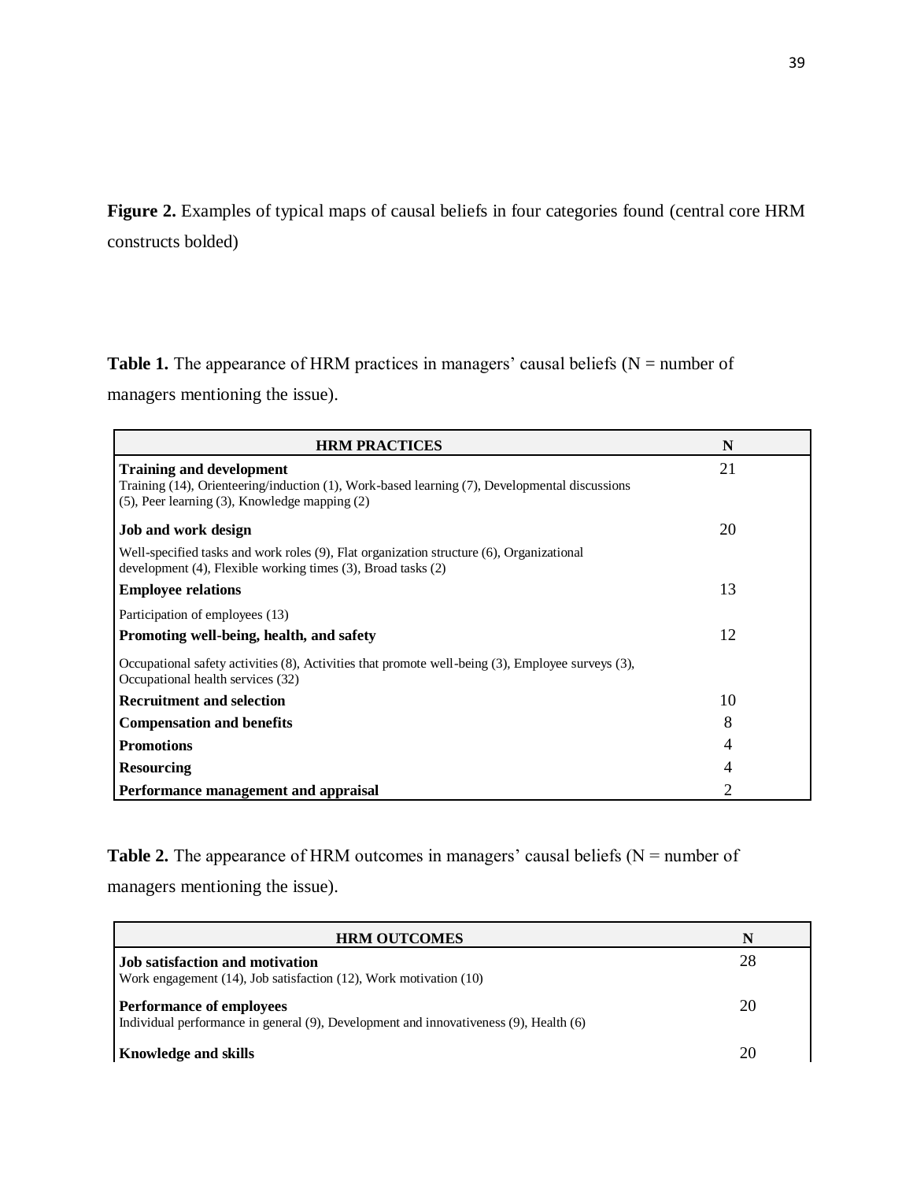**Figure 2.** Examples of typical maps of causal beliefs in four categories found (central core HRM constructs bolded)

**Table 1.** The appearance of HRM practices in managers' causal beliefs (N = number of managers mentioning the issue).

| HRM PRACTICES | N |
|---|---|
| **Training and development**<br>Training (14), Orienteering/induction (1), Work-based learning (7), Developmental discussions (5), Peer learning (3), Knowledge mapping (2) | 21 |
| **Job and work design**<br>Well-specified tasks and work roles (9), Flat organization structure (6), Organizational development (4), Flexible working times (3), Broad tasks (2) | 20 |
| **Employee relations**<br>Participation of employees (13) | 13 |
| **Promoting well-being, health, and safety**<br>Occupational safety activities (8), Activities that promote well-being (3), Employee surveys (3), Occupational health services (32) | 12 |
| **Recruitment and selection** | 10 |
| **Compensation and benefits** | 8 |
| **Promotions** | 4 |
| **Resourcing** | 4 |
| **Performance management and appraisal** | 2 |

**Table 2.** The appearance of HRM outcomes in managers' causal beliefs (N = number of managers mentioning the issue).

| HRM OUTCOMES | N |
|---|---|
| **Job satisfaction and motivation**<br>Work engagement (14), Job satisfaction (12), Work motivation (10) | 28 |
| **Performance of employees**<br>Individual performance in general (9), Development and innovativeness (9), Health (6) | 20 |
| **Knowledge and skills** | 20 |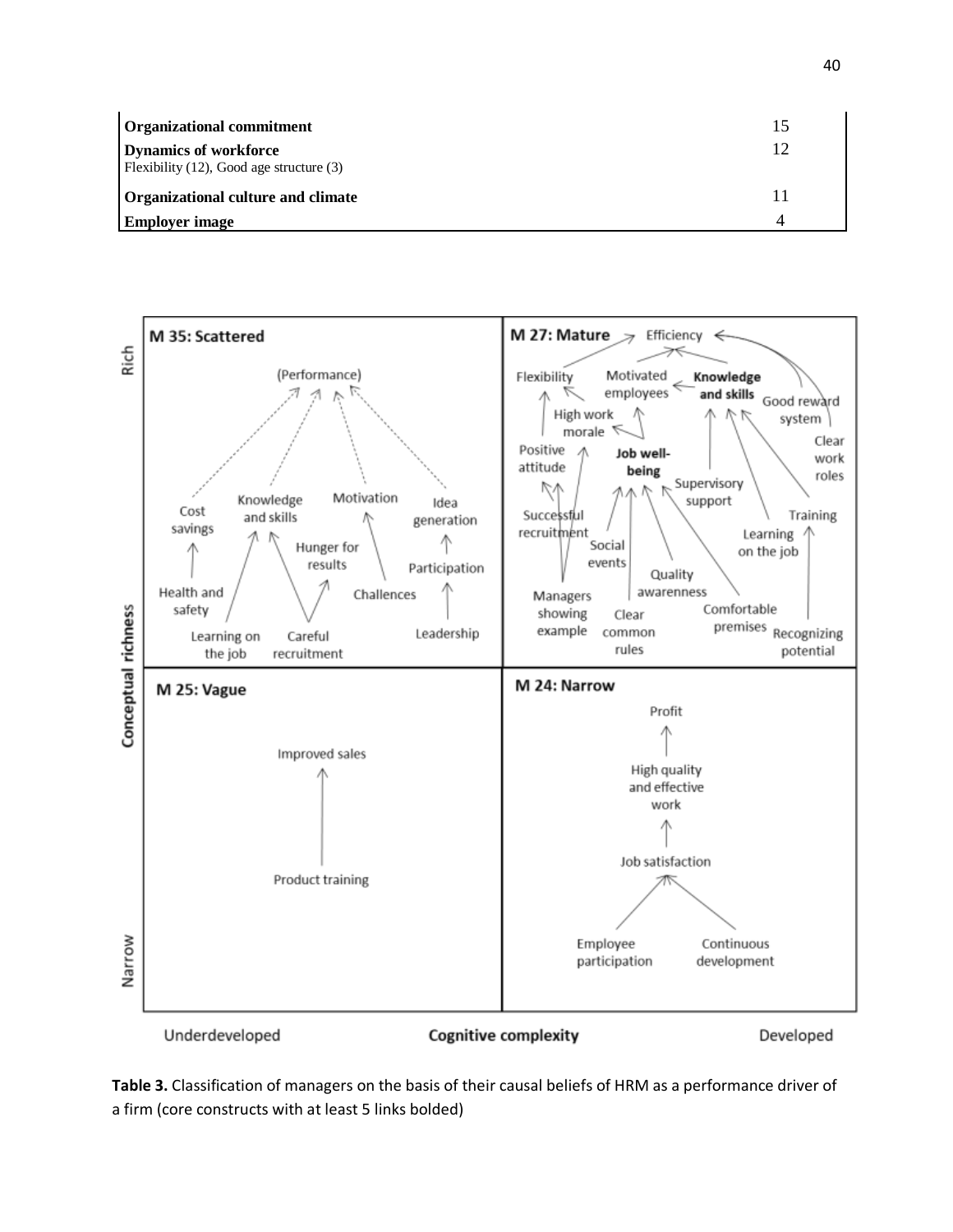| | |
|---|---|
| **Organizational commitment** | 15 |
| **Dynamics of workforce**<br>Flexibility (12), Good age structure (3) | 12 |
| **Organizational culture and climate** | 11 |
| **Employer image** | 4 |

**Table 3.** Classification of managers on the basis of their causal beliefs of HRM as a performance driver of a firm (core constructs with at least 5 links bolded)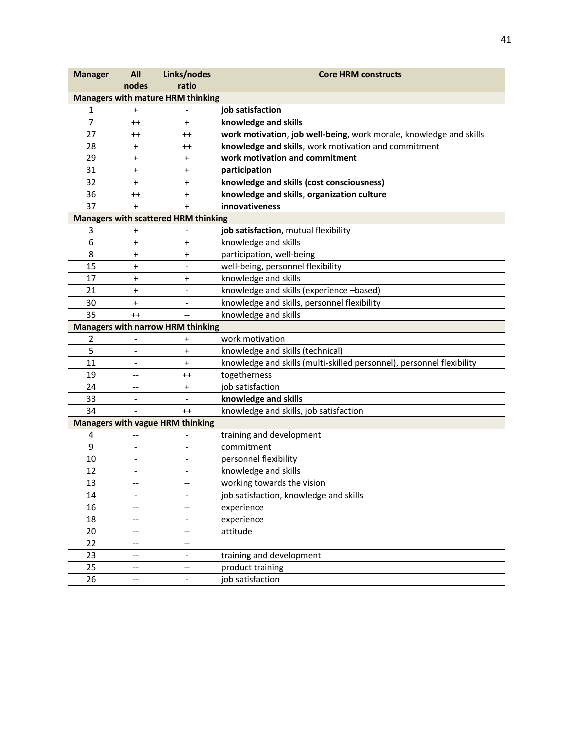| Manager | All nodes | Links/nodes ratio | Core HRM constructs |
|---|---|---|---|
| **Managers with mature HRM thinking** | | | |
| 1 | + | - | **job satisfaction** |
| 7 | ++ | + | **knowledge and skills** |
| 27 | ++ | ++ | **work motivation**, **job well-being**, work morale, knowledge and skills |
| 28 | + | ++ | **knowledge and skills**, work motivation and commitment |
| 29 | + | + | **work motivation and commitment** |
| 31 | + | + | **participation** |
| 32 | + | + | **knowledge and skills (cost consciousness)** |
| 36 | ++ | + | **knowledge and skills**, **organization culture** |
| 37 | + | + | **innovativeness** |
| **Managers with scattered HRM thinking** | | | |
| 3 | + | - | **job satisfaction,** mutual flexibility |
| 6 | + | + | knowledge and skills |
| 8 | + | + | participation, well-being |
| 15 | + | - | well-being, personnel flexibility |
| 17 | + | + | knowledge and skills |
| 21 | + | - | knowledge and skills (experience –based) |
| 30 | + | - | knowledge and skills, personnel flexibility |
| 35 | ++ | -- | knowledge and skills |
| **Managers with narrow HRM thinking** | | | |
| 2 | - | + | work motivation |
| 5 | - | + | knowledge and skills (technical) |
| 11 | - | + | knowledge and skills (multi-skilled personnel), personnel flexibility |
| 19 | -- | ++ | togetherness |
| 24 | -- | + | job satisfaction |
| 33 | - | - | **knowledge and skills** |
| 34 | - | ++ | knowledge and skills, job satisfaction |
| **Managers with vague HRM thinking** | | | |
| 4 | -- | - | training and development |
| 9 | - | - | commitment |
| 10 | - | - | personnel flexibility |
| 12 | - | - | knowledge and skills |
| 13 | -- | -- | working towards the vision |
| 14 | - | - | job satisfaction, knowledge and skills |
| 16 | -- | -- | experience |
| 18 | -- | - | experience |
| 20 | -- | -- | attitude |
| 22 | -- | -- | |
| 23 | -- | - | training and development |
| 25 | -- | -- | product training |
| 26 | -- | - | job satisfaction |